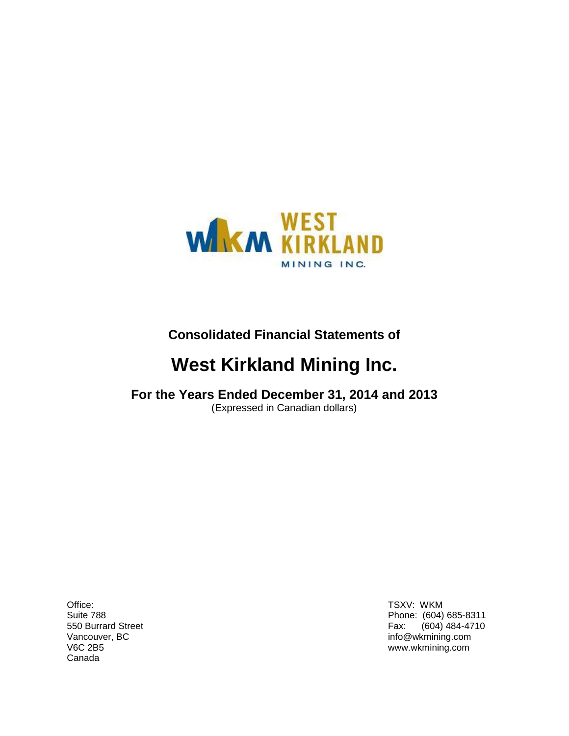WKM WEST KIRKLAND MINING INC.

**Consolidated Financial Statements of**

# West Kirkland Mining Inc.

## For the Years Ended December 31, 2014 and 2013

(Expressed in Canadian dollars)

Office:
Suite 788
550 Burrard Street
Vancouver, BC
V6C 2B5
Canada

TSXV: WKM
Phone: (604) 685-8311
Fax: (604) 484-4710
info@wkmining.com
www.wkmining.com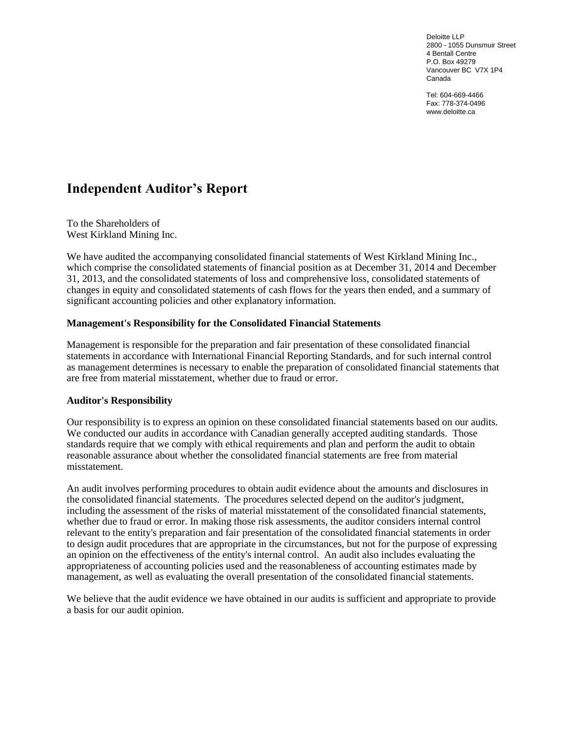Deloitte LLP
2800 - 1055 Dunsmuir Street
4 Bentall Centre
P.O. Box 49279
Vancouver BC V7X 1P4
Canada

Tel: 604-669-4466
Fax: 778-374-0496
www.deloitte.ca

# Independent Auditor's Report

To the Shareholders of
West Kirkland Mining Inc.

We have audited the accompanying consolidated financial statements of West Kirkland Mining Inc., which comprise the consolidated statements of financial position as at December 31, 2014 and December 31, 2013, and the consolidated statements of loss and comprehensive loss, consolidated statements of changes in equity and consolidated statements of cash flows for the years then ended, and a summary of significant accounting policies and other explanatory information.

**Management's Responsibility for the Consolidated Financial Statements**

Management is responsible for the preparation and fair presentation of these consolidated financial statements in accordance with International Financial Reporting Standards, and for such internal control as management determines is necessary to enable the preparation of consolidated financial statements that are free from material misstatement, whether due to fraud or error.

**Auditor's Responsibility**

Our responsibility is to express an opinion on these consolidated financial statements based on our audits. We conducted our audits in accordance with Canadian generally accepted auditing standards. Those standards require that we comply with ethical requirements and plan and perform the audit to obtain reasonable assurance about whether the consolidated financial statements are free from material misstatement.

An audit involves performing procedures to obtain audit evidence about the amounts and disclosures in the consolidated financial statements. The procedures selected depend on the auditor's judgment, including the assessment of the risks of material misstatement of the consolidated financial statements, whether due to fraud or error. In making those risk assessments, the auditor considers internal control relevant to the entity's preparation and fair presentation of the consolidated financial statements in order to design audit procedures that are appropriate in the circumstances, but not for the purpose of expressing an opinion on the effectiveness of the entity's internal control. An audit also includes evaluating the appropriateness of accounting policies used and the reasonableness of accounting estimates made by management, as well as evaluating the overall presentation of the consolidated financial statements.

We believe that the audit evidence we have obtained in our audits is sufficient and appropriate to provide a basis for our audit opinion.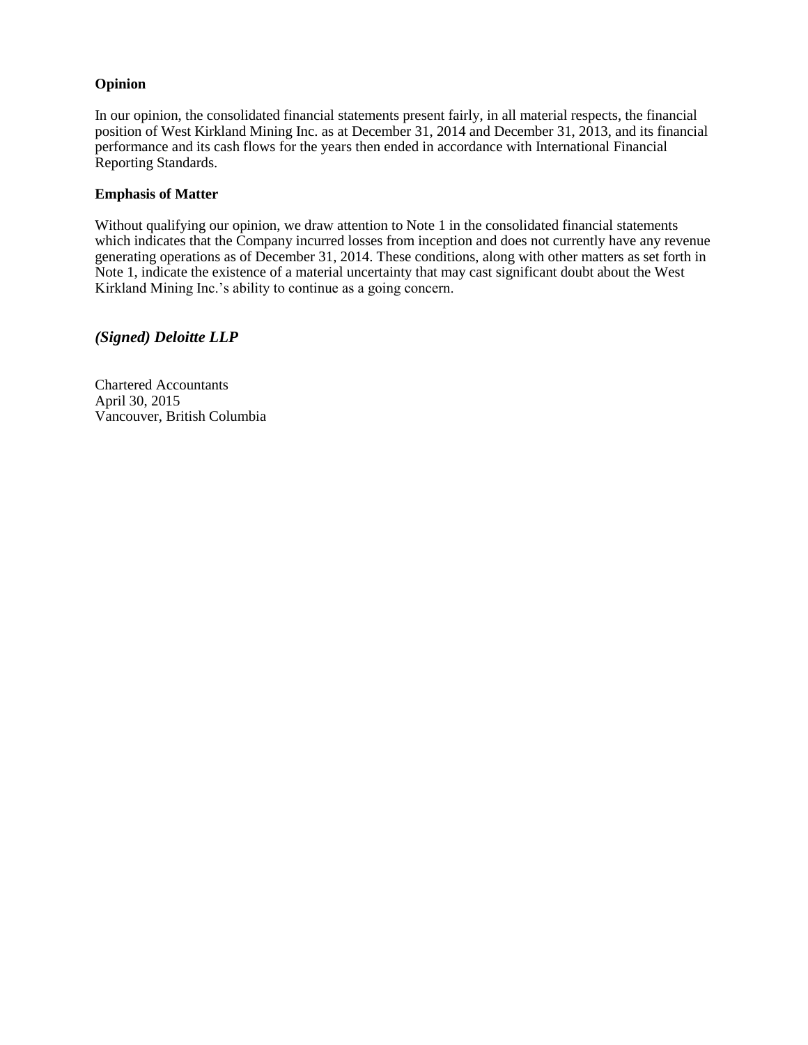**Opinion**

In our opinion, the consolidated financial statements present fairly, in all material respects, the financial position of West Kirkland Mining Inc. as at December 31, 2014 and December 31, 2013, and its financial performance and its cash flows for the years then ended in accordance with International Financial Reporting Standards.

**Emphasis of Matter**

Without qualifying our opinion, we draw attention to Note 1 in the consolidated financial statements which indicates that the Company incurred losses from inception and does not currently have any revenue generating operations as of December 31, 2014. These conditions, along with other matters as set forth in Note 1, indicate the existence of a material uncertainty that may cast significant doubt about the West Kirkland Mining Inc.'s ability to continue as a going concern.

***(Signed) Deloitte LLP***

Chartered Accountants
April 30, 2015
Vancouver, British Columbia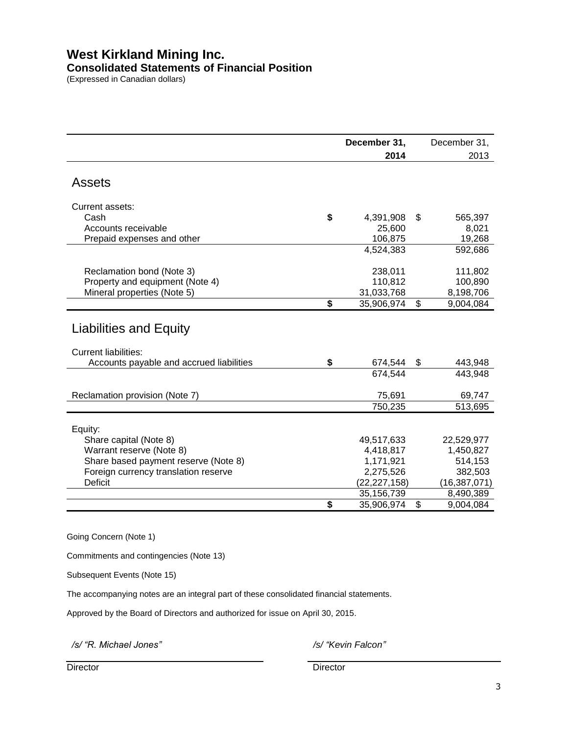# West Kirkland Mining Inc.
## Consolidated Statements of Financial Position
(Expressed in Canadian dollars)

| | December 31, 2014 | December 31, 2013 |
|---|---|---|
| **Assets** | | |
| Current assets: | | |
| Cash | $ 4,391,908 | $ 565,397 |
| Accounts receivable | 25,600 | 8,021 |
| Prepaid expenses and other | 106,875 | 19,268 |
| | 4,524,383 | 592,686 |
| Reclamation bond (Note 3) | 238,011 | 111,802 |
| Property and equipment (Note 4) | 110,812 | 100,890 |
| Mineral properties (Note 5) | 31,033,768 | 8,198,706 |
| | $ 35,906,974 | $ 9,004,084 |
| **Liabilities and Equity** | | |
| Current liabilities: | | |
| Accounts payable and accrued liabilities | $ 674,544 | $ 443,948 |
| | 674,544 | 443,948 |
| Reclamation provision (Note 7) | 75,691 | 69,747 |
| | 750,235 | 513,695 |
| Equity: | | |
| Share capital (Note 8) | 49,517,633 | 22,529,977 |
| Warrant reserve (Note 8) | 4,418,817 | 1,450,827 |
| Share based payment reserve (Note 8) | 1,171,921 | 514,153 |
| Foreign currency translation reserve | 2,275,526 | 382,503 |
| Deficit | (22,227,158) | (16,387,071) |
| | 35,156,739 | 8,490,389 |
| | $ 35,906,974 | $ 9,004,084 |

Going Concern (Note 1)

Commitments and contingencies (Note 13)

Subsequent Events (Note 15)

The accompanying notes are an integral part of these consolidated financial statements.

Approved by the Board of Directors and authorized for issue on April 30, 2015.

*/s/ "R. Michael Jones"* — Director

*/s/ "Kevin Falcon"* — Director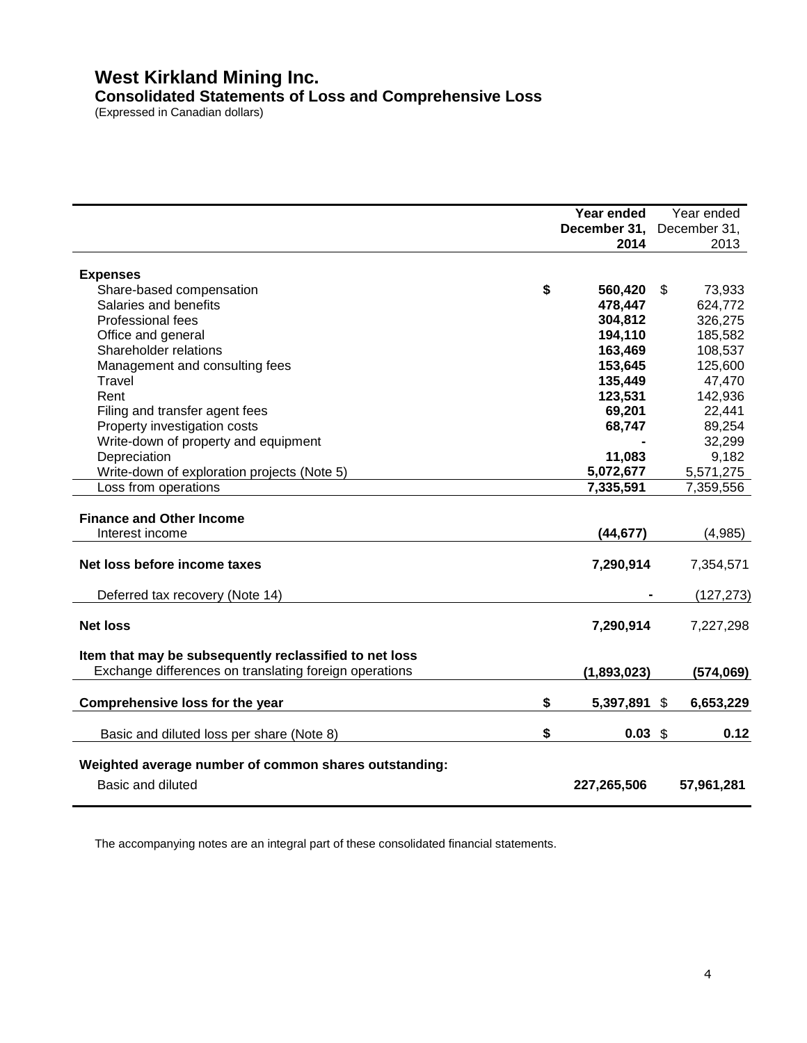# West Kirkland Mining Inc.

## Consolidated Statements of Loss and Comprehensive Loss

(Expressed in Canadian dollars)

| | **Year ended December 31, 2014** | Year ended December 31, 2013 |
|---|---|---|
| **Expenses** | | |
| Share-based compensation | **$ 560,420** | $ 73,933 |
| Salaries and benefits | **478,447** | 624,772 |
| Professional fees | **304,812** | 326,275 |
| Office and general | **194,110** | 185,582 |
| Shareholder relations | **163,469** | 108,537 |
| Management and consulting fees | **153,645** | 125,600 |
| Travel | **135,449** | 47,470 |
| Rent | **123,531** | 142,936 |
| Filing and transfer agent fees | **69,201** | 22,441 |
| Property investigation costs | **68,747** | 89,254 |
| Write-down of property and equipment | **-** | 32,299 |
| Depreciation | **11,083** | 9,182 |
| Write-down of exploration projects (Note 5) | **5,072,677** | 5,571,275 |
| Loss from operations | **7,335,591** | 7,359,556 |
| **Finance and Other Income** | | |
| Interest income | **(44,677)** | (4,985) |
| **Net loss before income taxes** | **7,290,914** | 7,354,571 |
| Deferred tax recovery (Note 14) | **-** | (127,273) |
| **Net loss** | **7,290,914** | 7,227,298 |
| **Item that may be subsequently reclassified to net loss** | | |
| Exchange differences on translating foreign operations | **(1,893,023)** | **(574,069)** |
| **Comprehensive loss for the year** | **$ 5,397,891** | $ **6,653,229** |
| Basic and diluted loss per share (Note 8) | **$ 0.03** | $ **0.12** |
| **Weighted average number of common shares outstanding:** | | |
| Basic and diluted | **227,265,506** | **57,961,281** |

The accompanying notes are an integral part of these consolidated financial statements.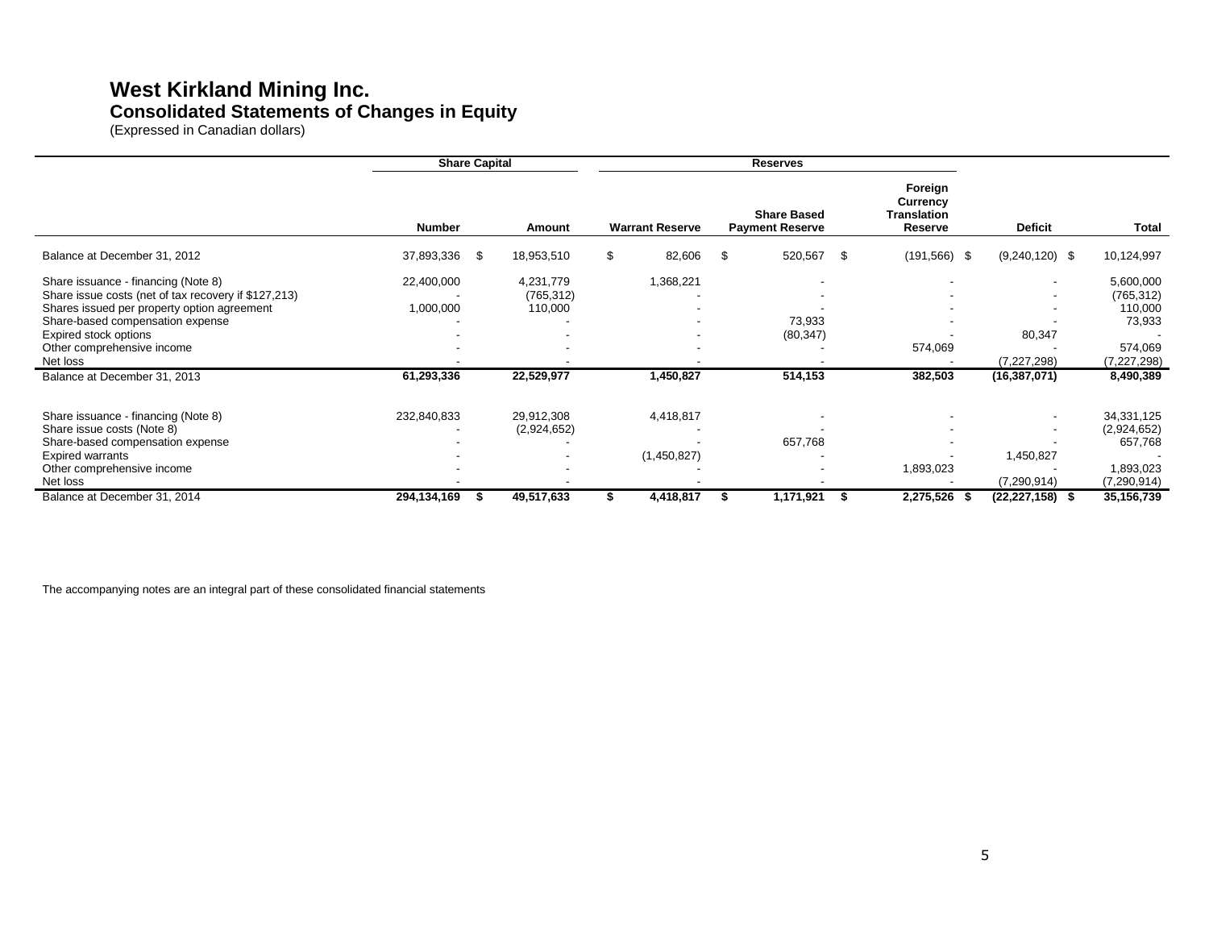# West Kirkland Mining Inc.
## Consolidated Statements of Changes in Equity
(Expressed in Canadian dollars)

| | Share Capital | | Reserves | | | | |
|---|---|---|---|---|---|---|---|
| | Number | Amount | Warrant Reserve | Share Based Payment Reserve | Foreign Currency Translation Reserve | Deficit | Total |
| Balance at December 31, 2012 | 37,893,336 | $ 18,953,510 | $ 82,606 | $ 520,567 | $ (191,566) | $ (9,240,120) | $ 10,124,997 |
| Share issuance - financing (Note 8) | 22,400,000 | 4,231,779 | 1,368,221 | - | - | - | 5,600,000 |
| Share issue costs (net of tax recovery if $127,213) | - | (765,312) | - | - | - | - | (765,312) |
| Shares issued per property option agreement | 1,000,000 | 110,000 | - | - | - | - | 110,000 |
| Share-based compensation expense | - | - | - | 73,933 | - | - | 73,933 |
| Expired stock options | - | - | - | (80,347) | - | 80,347 | - |
| Other comprehensive income | - | - | - | - | 574,069 | - | 574,069 |
| Net loss | - | - | - | - | - | (7,227,298) | (7,227,298) |
| **Balance at December 31, 2013** | **61,293,336** | **22,529,977** | **1,450,827** | **514,153** | **382,503** | **(16,387,071)** | **8,490,389** |
| Share issuance - financing (Note 8) | 232,840,833 | 29,912,308 | 4,418,817 | - | - | - | 34,331,125 |
| Share issue costs (Note 8) | - | (2,924,652) | - | - | - | - | (2,924,652) |
| Share-based compensation expense | - | - | - | 657,768 | - | - | 657,768 |
| Expired warrants | - | - | (1,450,827) | - | - | 1,450,827 | - |
| Other comprehensive income | - | - | - | - | 1,893,023 | - | 1,893,023 |
| Net loss | - | - | - | - | - | (7,290,914) | (7,290,914) |
| **Balance at December 31, 2014** | **294,134,169** | **$ 49,517,633** | **$ 4,418,817** | **$ 1,171,921** | **$ 2,275,526** | **$ (22,227,158)** | **$ 35,156,739** |

The accompanying notes are an integral part of these consolidated financial statements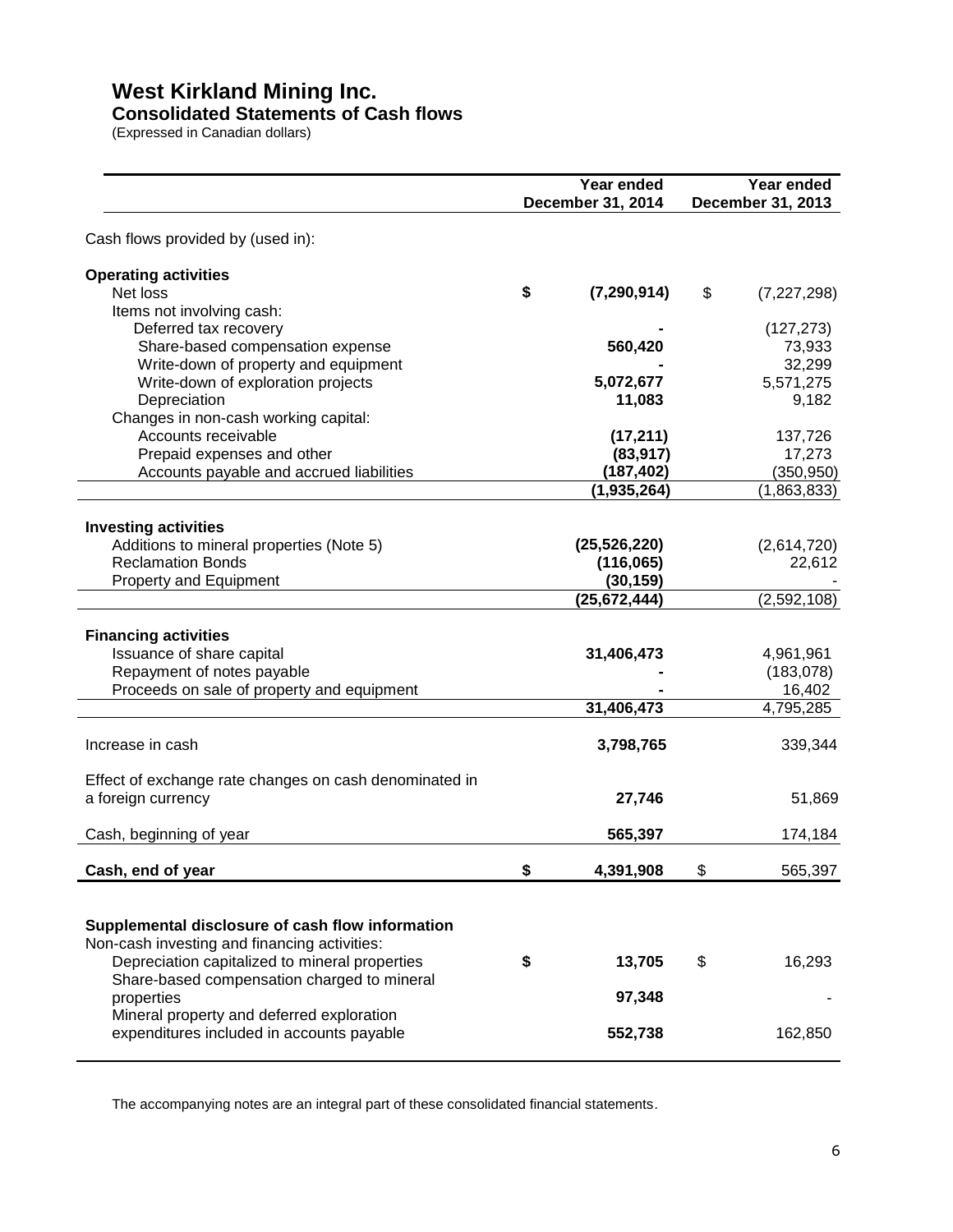# West Kirkland Mining Inc.

## Consolidated Statements of Cash flows

(Expressed in Canadian dollars)

| | Year ended December 31, 2014 | Year ended December 31, 2013 |
|---|---|---|
| Cash flows provided by (used in): | | |
| **Operating activities** | | |
| Net loss | **$ (7,290,914)** | $ (7,227,298) |
| Items not involving cash: | | |
| Deferred tax recovery | **-** | (127,273) |
| Share-based compensation expense | **560,420** | 73,933 |
| Write-down of property and equipment | **-** | 32,299 |
| Write-down of exploration projects | **5,072,677** | 5,571,275 |
| Depreciation | **11,083** | 9,182 |
| Changes in non-cash working capital: | | |
| Accounts receivable | **(17,211)** | 137,726 |
| Prepaid expenses and other | **(83,917)** | 17,273 |
| Accounts payable and accrued liabilities | **(187,402)** | (350,950) |
| | **(1,935,264)** | (1,863,833) |
| **Investing activities** | | |
| Additions to mineral properties (Note 5) | **(25,526,220)** | (2,614,720) |
| Reclamation Bonds | **(116,065)** | 22,612 |
| Property and Equipment | **(30,159)** | - |
| | **(25,672,444)** | (2,592,108) |
| **Financing activities** | | |
| Issuance of share capital | **31,406,473** | 4,961,961 |
| Repayment of notes payable | **-** | (183,078) |
| Proceeds on sale of property and equipment | **-** | 16,402 |
| | **31,406,473** | 4,795,285 |
| Increase in cash | **3,798,765** | 339,344 |
| Effect of exchange rate changes on cash denominated in a foreign currency | **27,746** | 51,869 |
| Cash, beginning of year | **565,397** | 174,184 |
| **Cash, end of year** | **$ 4,391,908** | $ 565,397 |
| **Supplemental disclosure of cash flow information** | | |
| Non-cash investing and financing activities: | | |
| Depreciation capitalized to mineral properties | **$ 13,705** | $ 16,293 |
| Share-based compensation charged to mineral properties | **97,348** | - |
| Mineral property and deferred exploration expenditures included in accounts payable | **552,738** | 162,850 |

The accompanying notes are an integral part of these consolidated financial statements.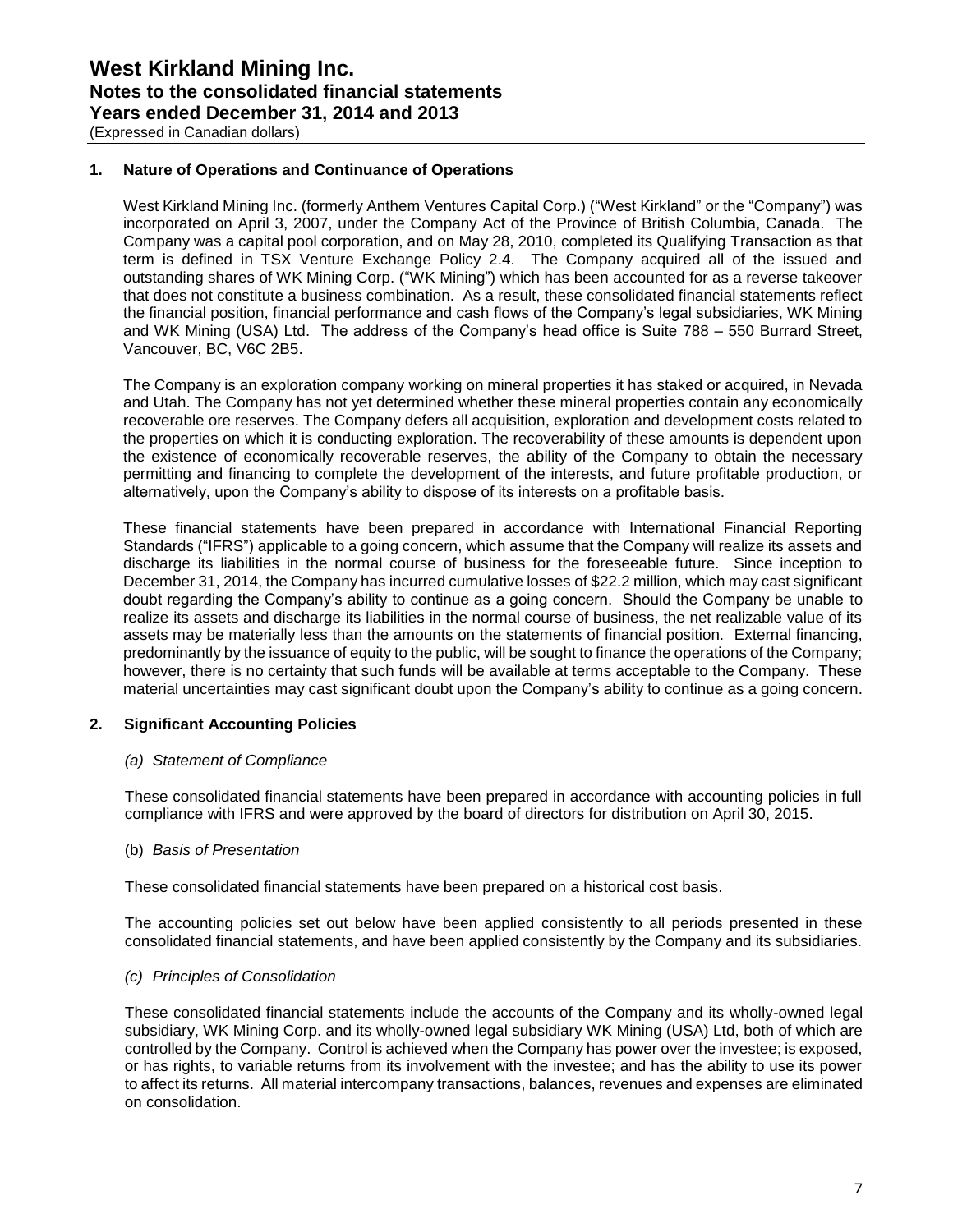# West Kirkland Mining Inc.
## Notes to the consolidated financial statements
## Years ended December 31, 2014 and 2013
(Expressed in Canadian dollars)

### 1. Nature of Operations and Continuance of Operations

West Kirkland Mining Inc. (formerly Anthem Ventures Capital Corp.) ("West Kirkland" or the "Company") was incorporated on April 3, 2007, under the Company Act of the Province of British Columbia, Canada. The Company was a capital pool corporation, and on May 28, 2010, completed its Qualifying Transaction as that term is defined in TSX Venture Exchange Policy 2.4. The Company acquired all of the issued and outstanding shares of WK Mining Corp. ("WK Mining") which has been accounted for as a reverse takeover that does not constitute a business combination. As a result, these consolidated financial statements reflect the financial position, financial performance and cash flows of the Company's legal subsidiaries, WK Mining and WK Mining (USA) Ltd. The address of the Company's head office is Suite 788 – 550 Burrard Street, Vancouver, BC, V6C 2B5.

The Company is an exploration company working on mineral properties it has staked or acquired, in Nevada and Utah. The Company has not yet determined whether these mineral properties contain any economically recoverable ore reserves. The Company defers all acquisition, exploration and development costs related to the properties on which it is conducting exploration. The recoverability of these amounts is dependent upon the existence of economically recoverable reserves, the ability of the Company to obtain the necessary permitting and financing to complete the development of the interests, and future profitable production, or alternatively, upon the Company's ability to dispose of its interests on a profitable basis.

These financial statements have been prepared in accordance with International Financial Reporting Standards ("IFRS") applicable to a going concern, which assume that the Company will realize its assets and discharge its liabilities in the normal course of business for the foreseeable future. Since inception to December 31, 2014, the Company has incurred cumulative losses of $22.2 million, which may cast significant doubt regarding the Company's ability to continue as a going concern. Should the Company be unable to realize its assets and discharge its liabilities in the normal course of business, the net realizable value of its assets may be materially less than the amounts on the statements of financial position. External financing, predominantly by the issuance of equity to the public, will be sought to finance the operations of the Company; however, there is no certainty that such funds will be available at terms acceptable to the Company. These material uncertainties may cast significant doubt upon the Company's ability to continue as a going concern.

### 2. Significant Accounting Policies

*(a) Statement of Compliance*

These consolidated financial statements have been prepared in accordance with accounting policies in full compliance with IFRS and were approved by the board of directors for distribution on April 30, 2015.

(b) *Basis of Presentation*

These consolidated financial statements have been prepared on a historical cost basis.

The accounting policies set out below have been applied consistently to all periods presented in these consolidated financial statements, and have been applied consistently by the Company and its subsidiaries.

*(c) Principles of Consolidation*

These consolidated financial statements include the accounts of the Company and its wholly-owned legal subsidiary, WK Mining Corp. and its wholly-owned legal subsidiary WK Mining (USA) Ltd, both of which are controlled by the Company. Control is achieved when the Company has power over the investee; is exposed, or has rights, to variable returns from its involvement with the investee; and has the ability to use its power to affect its returns. All material intercompany transactions, balances, revenues and expenses are eliminated on consolidation.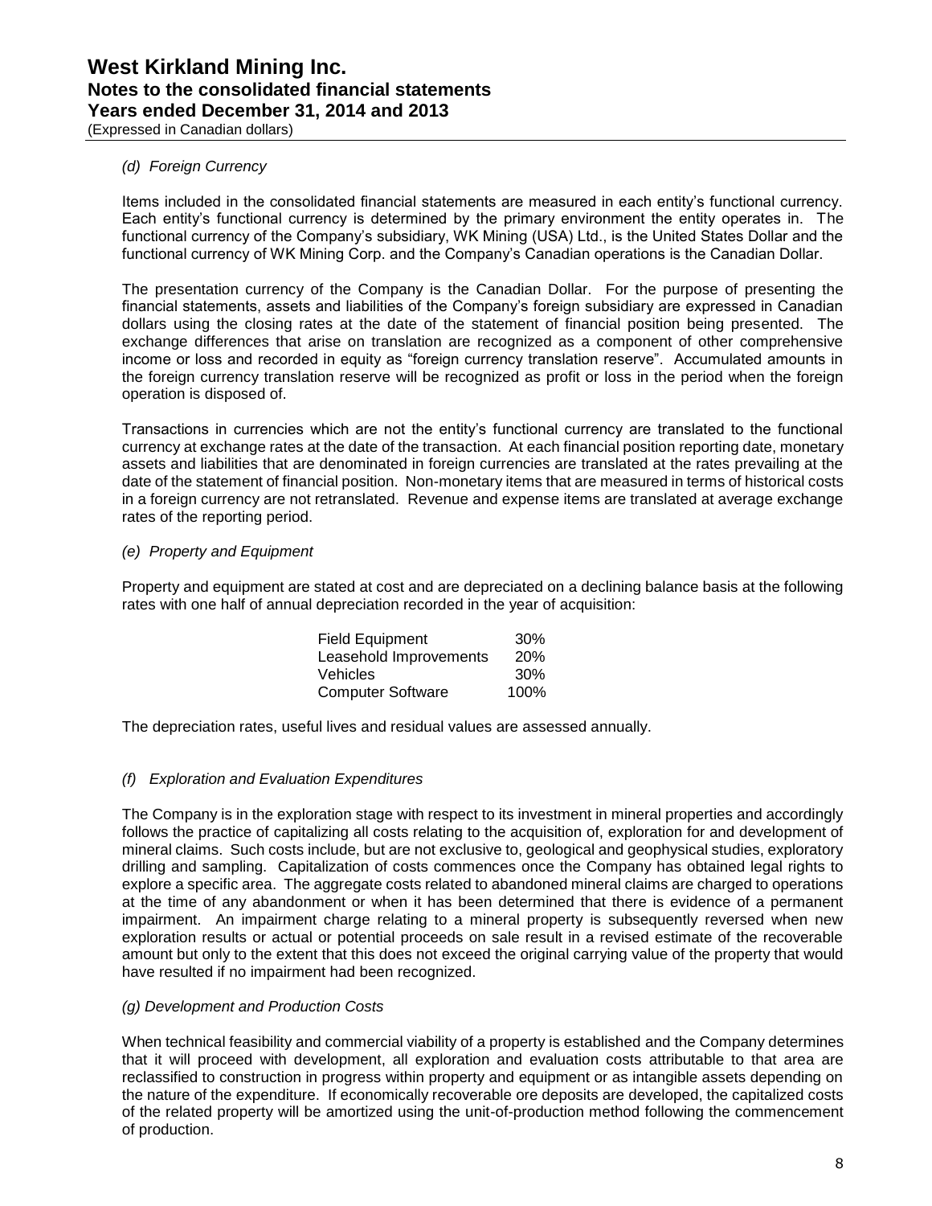*(d) Foreign Currency*

Items included in the consolidated financial statements are measured in each entity's functional currency. Each entity's functional currency is determined by the primary environment the entity operates in. The functional currency of the Company's subsidiary, WK Mining (USA) Ltd., is the United States Dollar and the functional currency of WK Mining Corp. and the Company's Canadian operations is the Canadian Dollar.

The presentation currency of the Company is the Canadian Dollar. For the purpose of presenting the financial statements, assets and liabilities of the Company's foreign subsidiary are expressed in Canadian dollars using the closing rates at the date of the statement of financial position being presented. The exchange differences that arise on translation are recognized as a component of other comprehensive income or loss and recorded in equity as "foreign currency translation reserve". Accumulated amounts in the foreign currency translation reserve will be recognized as profit or loss in the period when the foreign operation is disposed of.

Transactions in currencies which are not the entity's functional currency are translated to the functional currency at exchange rates at the date of the transaction. At each financial position reporting date, monetary assets and liabilities that are denominated in foreign currencies are translated at the rates prevailing at the date of the statement of financial position. Non-monetary items that are measured in terms of historical costs in a foreign currency are not retranslated. Revenue and expense items are translated at average exchange rates of the reporting period.

*(e) Property and Equipment*

Property and equipment are stated at cost and are depreciated on a declining balance basis at the following rates with one half of annual depreciation recorded in the year of acquisition:

| | |
|---|---|
| Field Equipment | 30% |
| Leasehold Improvements | 20% |
| Vehicles | 30% |
| Computer Software | 100% |

The depreciation rates, useful lives and residual values are assessed annually.

*(f) Exploration and Evaluation Expenditures*

The Company is in the exploration stage with respect to its investment in mineral properties and accordingly follows the practice of capitalizing all costs relating to the acquisition of, exploration for and development of mineral claims. Such costs include, but are not exclusive to, geological and geophysical studies, exploratory drilling and sampling. Capitalization of costs commences once the Company has obtained legal rights to explore a specific area. The aggregate costs related to abandoned mineral claims are charged to operations at the time of any abandonment or when it has been determined that there is evidence of a permanent impairment. An impairment charge relating to a mineral property is subsequently reversed when new exploration results or actual or potential proceeds on sale result in a revised estimate of the recoverable amount but only to the extent that this does not exceed the original carrying value of the property that would have resulted if no impairment had been recognized.

*(g) Development and Production Costs*

When technical feasibility and commercial viability of a property is established and the Company determines that it will proceed with development, all exploration and evaluation costs attributable to that area are reclassified to construction in progress within property and equipment or as intangible assets depending on the nature of the expenditure. If economically recoverable ore deposits are developed, the capitalized costs of the related property will be amortized using the unit-of-production method following the commencement of production.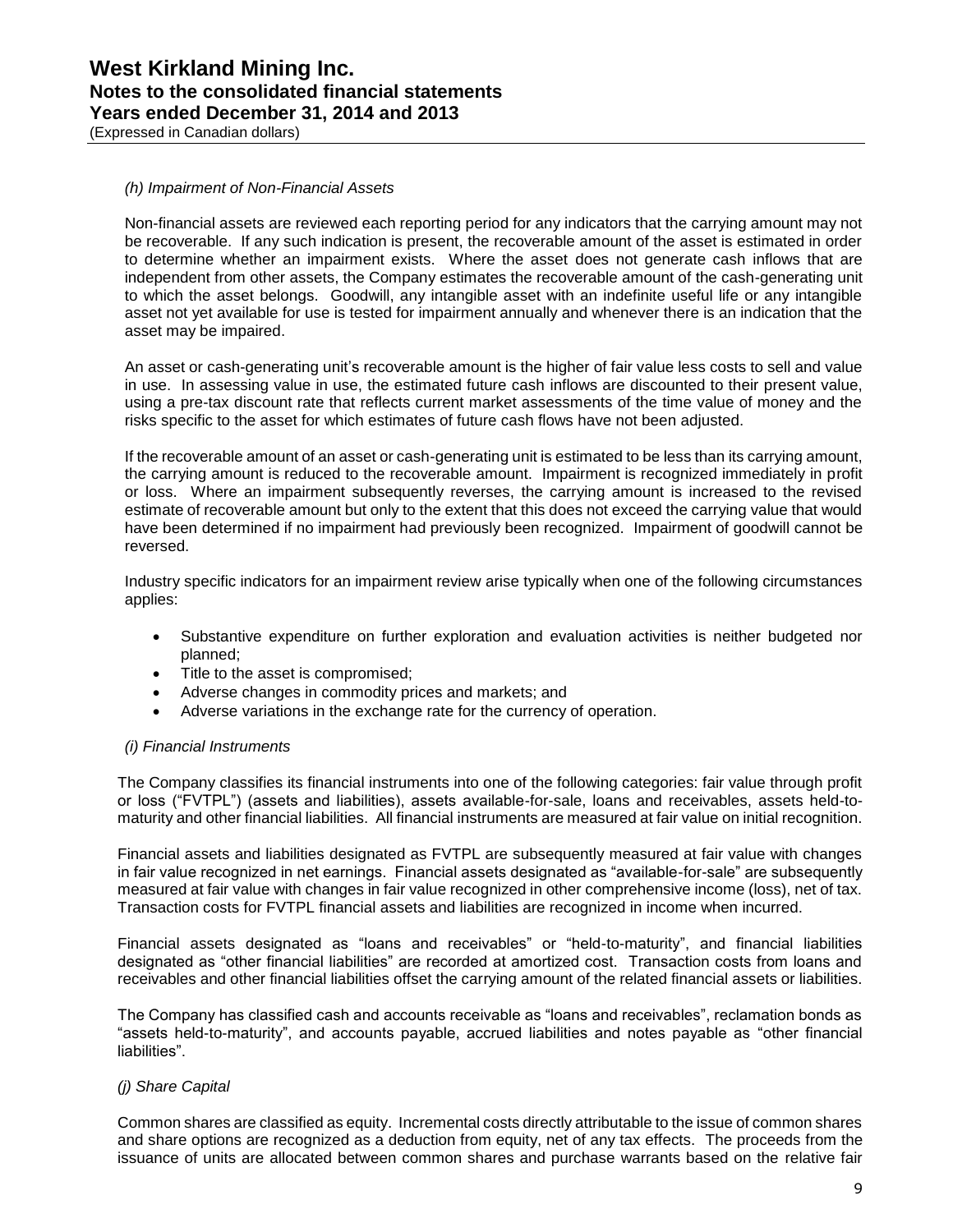*(h) Impairment of Non-Financial Assets*

Non-financial assets are reviewed each reporting period for any indicators that the carrying amount may not be recoverable. If any such indication is present, the recoverable amount of the asset is estimated in order to determine whether an impairment exists. Where the asset does not generate cash inflows that are independent from other assets, the Company estimates the recoverable amount of the cash-generating unit to which the asset belongs. Goodwill, any intangible asset with an indefinite useful life or any intangible asset not yet available for use is tested for impairment annually and whenever there is an indication that the asset may be impaired.

An asset or cash-generating unit's recoverable amount is the higher of fair value less costs to sell and value in use. In assessing value in use, the estimated future cash inflows are discounted to their present value, using a pre-tax discount rate that reflects current market assessments of the time value of money and the risks specific to the asset for which estimates of future cash flows have not been adjusted.

If the recoverable amount of an asset or cash-generating unit is estimated to be less than its carrying amount, the carrying amount is reduced to the recoverable amount. Impairment is recognized immediately in profit or loss. Where an impairment subsequently reverses, the carrying amount is increased to the revised estimate of recoverable amount but only to the extent that this does not exceed the carrying value that would have been determined if no impairment had previously been recognized. Impairment of goodwill cannot be reversed.

Industry specific indicators for an impairment review arise typically when one of the following circumstances applies:

- Substantive expenditure on further exploration and evaluation activities is neither budgeted nor planned;
- Title to the asset is compromised;
- Adverse changes in commodity prices and markets; and
- Adverse variations in the exchange rate for the currency of operation.

*(i) Financial Instruments*

The Company classifies its financial instruments into one of the following categories: fair value through profit or loss ("FVTPL") (assets and liabilities), assets available-for-sale, loans and receivables, assets held-to-maturity and other financial liabilities. All financial instruments are measured at fair value on initial recognition.

Financial assets and liabilities designated as FVTPL are subsequently measured at fair value with changes in fair value recognized in net earnings. Financial assets designated as "available-for-sale" are subsequently measured at fair value with changes in fair value recognized in other comprehensive income (loss), net of tax. Transaction costs for FVTPL financial assets and liabilities are recognized in income when incurred.

Financial assets designated as "loans and receivables" or "held-to-maturity", and financial liabilities designated as "other financial liabilities" are recorded at amortized cost. Transaction costs from loans and receivables and other financial liabilities offset the carrying amount of the related financial assets or liabilities.

The Company has classified cash and accounts receivable as "loans and receivables", reclamation bonds as "assets held-to-maturity", and accounts payable, accrued liabilities and notes payable as "other financial liabilities".

*(j) Share Capital*

Common shares are classified as equity. Incremental costs directly attributable to the issue of common shares and share options are recognized as a deduction from equity, net of any tax effects. The proceeds from the issuance of units are allocated between common shares and purchase warrants based on the relative fair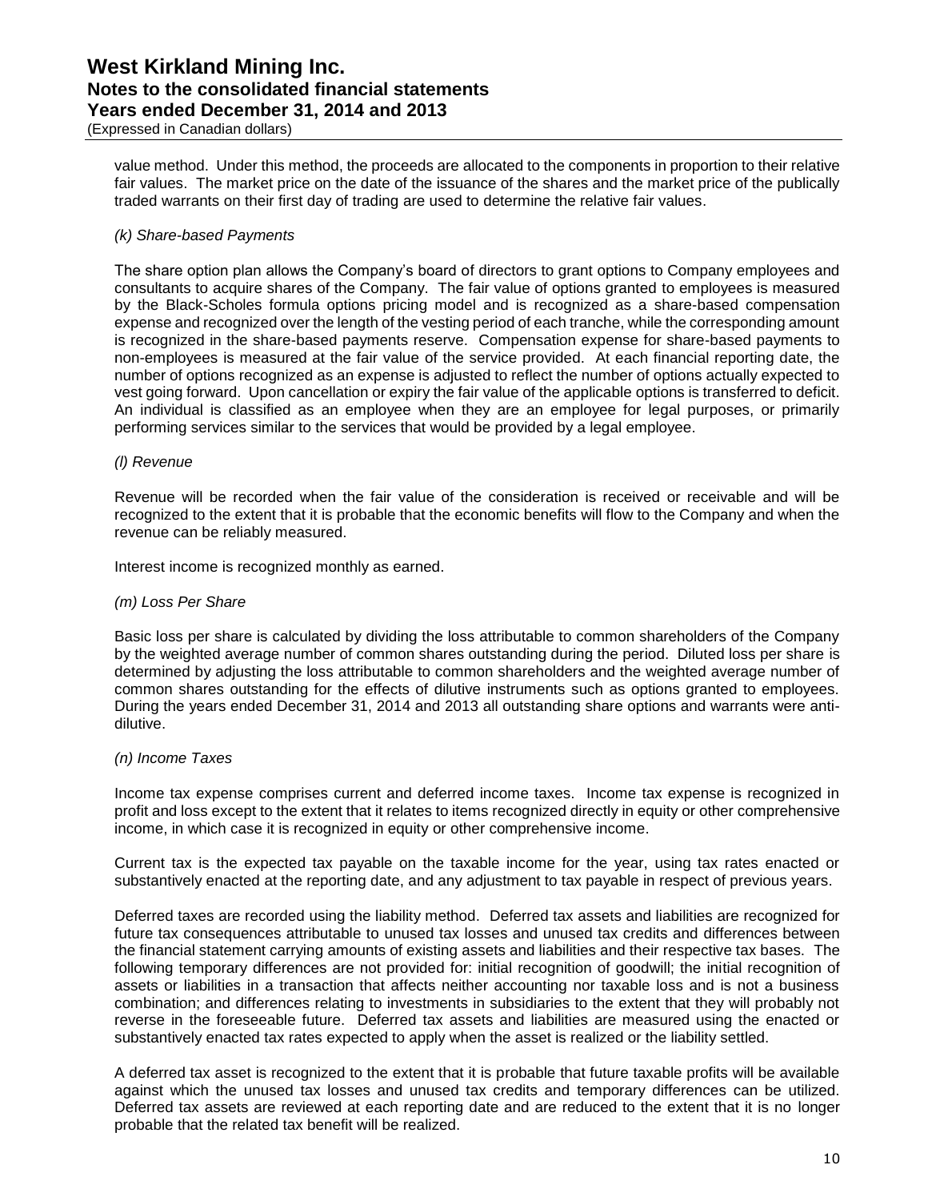value method. Under this method, the proceeds are allocated to the components in proportion to their relative fair values. The market price on the date of the issuance of the shares and the market price of the publically traded warrants on their first day of trading are used to determine the relative fair values.

*(k) Share-based Payments*

The share option plan allows the Company's board of directors to grant options to Company employees and consultants to acquire shares of the Company. The fair value of options granted to employees is measured by the Black-Scholes formula options pricing model and is recognized as a share-based compensation expense and recognized over the length of the vesting period of each tranche, while the corresponding amount is recognized in the share-based payments reserve. Compensation expense for share-based payments to non-employees is measured at the fair value of the service provided. At each financial reporting date, the number of options recognized as an expense is adjusted to reflect the number of options actually expected to vest going forward. Upon cancellation or expiry the fair value of the applicable options is transferred to deficit. An individual is classified as an employee when they are an employee for legal purposes, or primarily performing services similar to the services that would be provided by a legal employee.

*(l) Revenue*

Revenue will be recorded when the fair value of the consideration is received or receivable and will be recognized to the extent that it is probable that the economic benefits will flow to the Company and when the revenue can be reliably measured.

Interest income is recognized monthly as earned.

*(m) Loss Per Share*

Basic loss per share is calculated by dividing the loss attributable to common shareholders of the Company by the weighted average number of common shares outstanding during the period. Diluted loss per share is determined by adjusting the loss attributable to common shareholders and the weighted average number of common shares outstanding for the effects of dilutive instruments such as options granted to employees. During the years ended December 31, 2014 and 2013 all outstanding share options and warrants were anti-dilutive.

*(n) Income Taxes*

Income tax expense comprises current and deferred income taxes. Income tax expense is recognized in profit and loss except to the extent that it relates to items recognized directly in equity or other comprehensive income, in which case it is recognized in equity or other comprehensive income.

Current tax is the expected tax payable on the taxable income for the year, using tax rates enacted or substantively enacted at the reporting date, and any adjustment to tax payable in respect of previous years.

Deferred taxes are recorded using the liability method. Deferred tax assets and liabilities are recognized for future tax consequences attributable to unused tax losses and unused tax credits and differences between the financial statement carrying amounts of existing assets and liabilities and their respective tax bases. The following temporary differences are not provided for: initial recognition of goodwill; the initial recognition of assets or liabilities in a transaction that affects neither accounting nor taxable loss and is not a business combination; and differences relating to investments in subsidiaries to the extent that they will probably not reverse in the foreseeable future. Deferred tax assets and liabilities are measured using the enacted or substantively enacted tax rates expected to apply when the asset is realized or the liability settled.

A deferred tax asset is recognized to the extent that it is probable that future taxable profits will be available against which the unused tax losses and unused tax credits and temporary differences can be utilized. Deferred tax assets are reviewed at each reporting date and are reduced to the extent that it is no longer probable that the related tax benefit will be realized.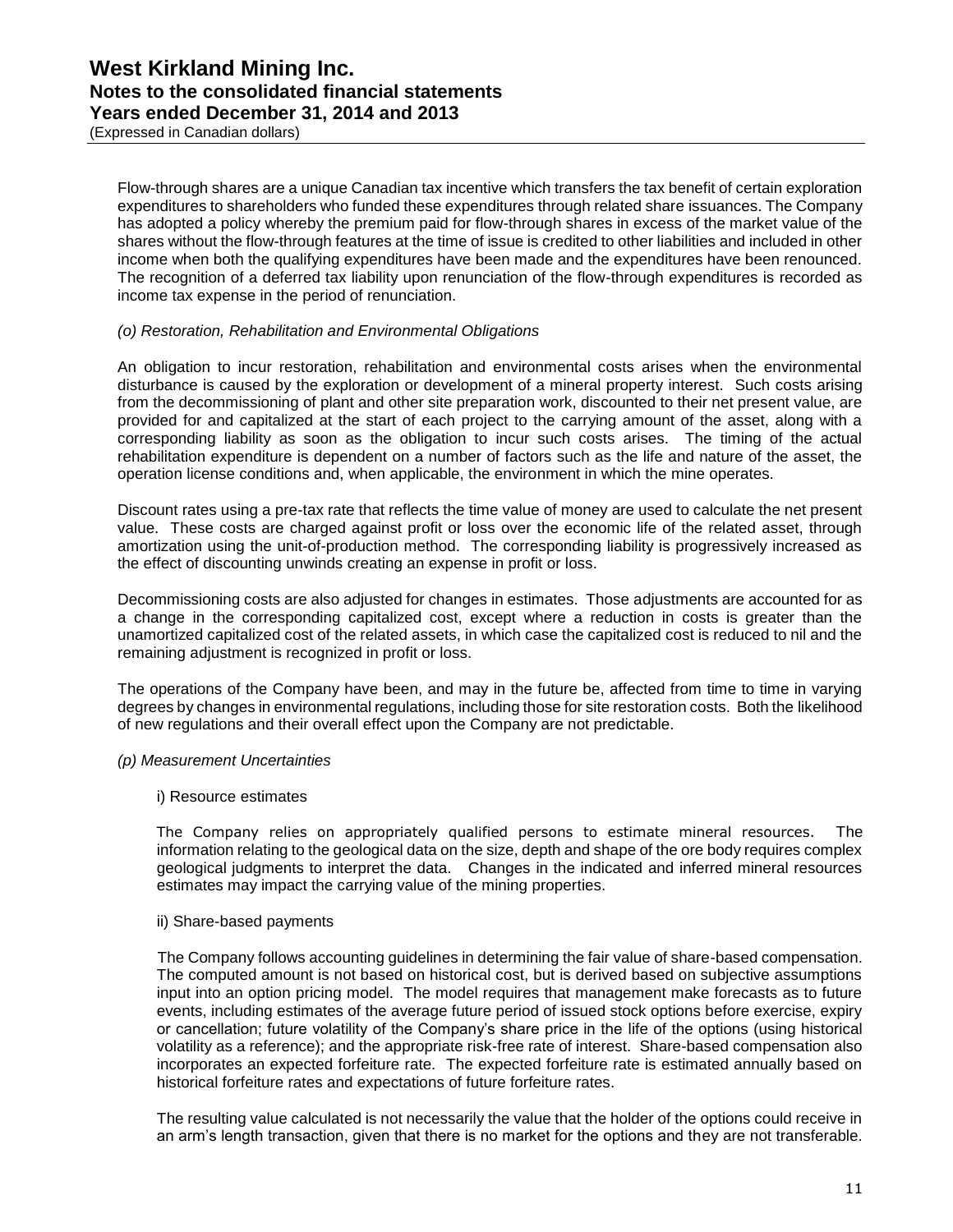Flow-through shares are a unique Canadian tax incentive which transfers the tax benefit of certain exploration expenditures to shareholders who funded these expenditures through related share issuances. The Company has adopted a policy whereby the premium paid for flow-through shares in excess of the market value of the shares without the flow-through features at the time of issue is credited to other liabilities and included in other income when both the qualifying expenditures have been made and the expenditures have been renounced. The recognition of a deferred tax liability upon renunciation of the flow-through expenditures is recorded as income tax expense in the period of renunciation.

*(o) Restoration, Rehabilitation and Environmental Obligations*

An obligation to incur restoration, rehabilitation and environmental costs arises when the environmental disturbance is caused by the exploration or development of a mineral property interest. Such costs arising from the decommissioning of plant and other site preparation work, discounted to their net present value, are provided for and capitalized at the start of each project to the carrying amount of the asset, along with a corresponding liability as soon as the obligation to incur such costs arises. The timing of the actual rehabilitation expenditure is dependent on a number of factors such as the life and nature of the asset, the operation license conditions and, when applicable, the environment in which the mine operates.

Discount rates using a pre-tax rate that reflects the time value of money are used to calculate the net present value. These costs are charged against profit or loss over the economic life of the related asset, through amortization using the unit-of-production method. The corresponding liability is progressively increased as the effect of discounting unwinds creating an expense in profit or loss.

Decommissioning costs are also adjusted for changes in estimates. Those adjustments are accounted for as a change in the corresponding capitalized cost, except where a reduction in costs is greater than the unamortized capitalized cost of the related assets, in which case the capitalized cost is reduced to nil and the remaining adjustment is recognized in profit or loss.

The operations of the Company have been, and may in the future be, affected from time to time in varying degrees by changes in environmental regulations, including those for site restoration costs. Both the likelihood of new regulations and their overall effect upon the Company are not predictable.

*(p) Measurement Uncertainties*

i) Resource estimates

The Company relies on appropriately qualified persons to estimate mineral resources. The information relating to the geological data on the size, depth and shape of the ore body requires complex geological judgments to interpret the data. Changes in the indicated and inferred mineral resources estimates may impact the carrying value of the mining properties.

ii) Share-based payments

The Company follows accounting guidelines in determining the fair value of share-based compensation. The computed amount is not based on historical cost, but is derived based on subjective assumptions input into an option pricing model. The model requires that management make forecasts as to future events, including estimates of the average future period of issued stock options before exercise, expiry or cancellation; future volatility of the Company's share price in the life of the options (using historical volatility as a reference); and the appropriate risk-free rate of interest. Share-based compensation also incorporates an expected forfeiture rate. The expected forfeiture rate is estimated annually based on historical forfeiture rates and expectations of future forfeiture rates.

The resulting value calculated is not necessarily the value that the holder of the options could receive in an arm's length transaction, given that there is no market for the options and they are not transferable.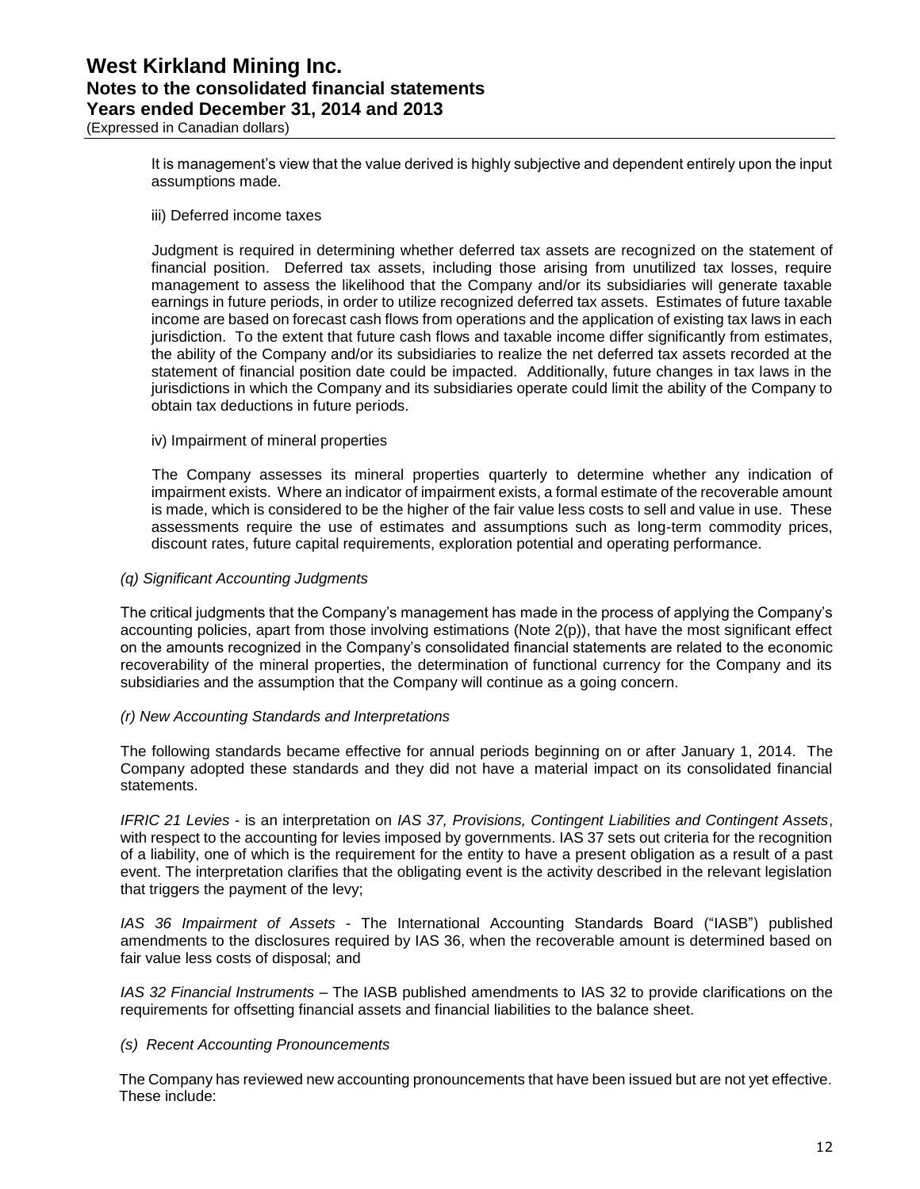It is management's view that the value derived is highly subjective and dependent entirely upon the input assumptions made.

iii) Deferred income taxes

Judgment is required in determining whether deferred tax assets are recognized on the statement of financial position. Deferred tax assets, including those arising from unutilized tax losses, require management to assess the likelihood that the Company and/or its subsidiaries will generate taxable earnings in future periods, in order to utilize recognized deferred tax assets. Estimates of future taxable income are based on forecast cash flows from operations and the application of existing tax laws in each jurisdiction. To the extent that future cash flows and taxable income differ significantly from estimates, the ability of the Company and/or its subsidiaries to realize the net deferred tax assets recorded at the statement of financial position date could be impacted. Additionally, future changes in tax laws in the jurisdictions in which the Company and its subsidiaries operate could limit the ability of the Company to obtain tax deductions in future periods.

iv) Impairment of mineral properties

The Company assesses its mineral properties quarterly to determine whether any indication of impairment exists. Where an indicator of impairment exists, a formal estimate of the recoverable amount is made, which is considered to be the higher of the fair value less costs to sell and value in use. These assessments require the use of estimates and assumptions such as long-term commodity prices, discount rates, future capital requirements, exploration potential and operating performance.

*(q) Significant Accounting Judgments*

The critical judgments that the Company's management has made in the process of applying the Company's accounting policies, apart from those involving estimations (Note 2(p)), that have the most significant effect on the amounts recognized in the Company's consolidated financial statements are related to the economic recoverability of the mineral properties, the determination of functional currency for the Company and its subsidiaries and the assumption that the Company will continue as a going concern.

*(r) New Accounting Standards and Interpretations*

The following standards became effective for annual periods beginning on or after January 1, 2014. The Company adopted these standards and they did not have a material impact on its consolidated financial statements.

*IFRIC 21 Levies* - is an interpretation on *IAS 37, Provisions, Contingent Liabilities and Contingent Assets*, with respect to the accounting for levies imposed by governments. IAS 37 sets out criteria for the recognition of a liability, one of which is the requirement for the entity to have a present obligation as a result of a past event. The interpretation clarifies that the obligating event is the activity described in the relevant legislation that triggers the payment of the levy;

*IAS 36 Impairment of Assets* - The International Accounting Standards Board ("IASB") published amendments to the disclosures required by IAS 36, when the recoverable amount is determined based on fair value less costs of disposal; and

*IAS 32 Financial Instruments* – The IASB published amendments to IAS 32 to provide clarifications on the requirements for offsetting financial assets and financial liabilities to the balance sheet.

*(s) Recent Accounting Pronouncements*

The Company has reviewed new accounting pronouncements that have been issued but are not yet effective. These include: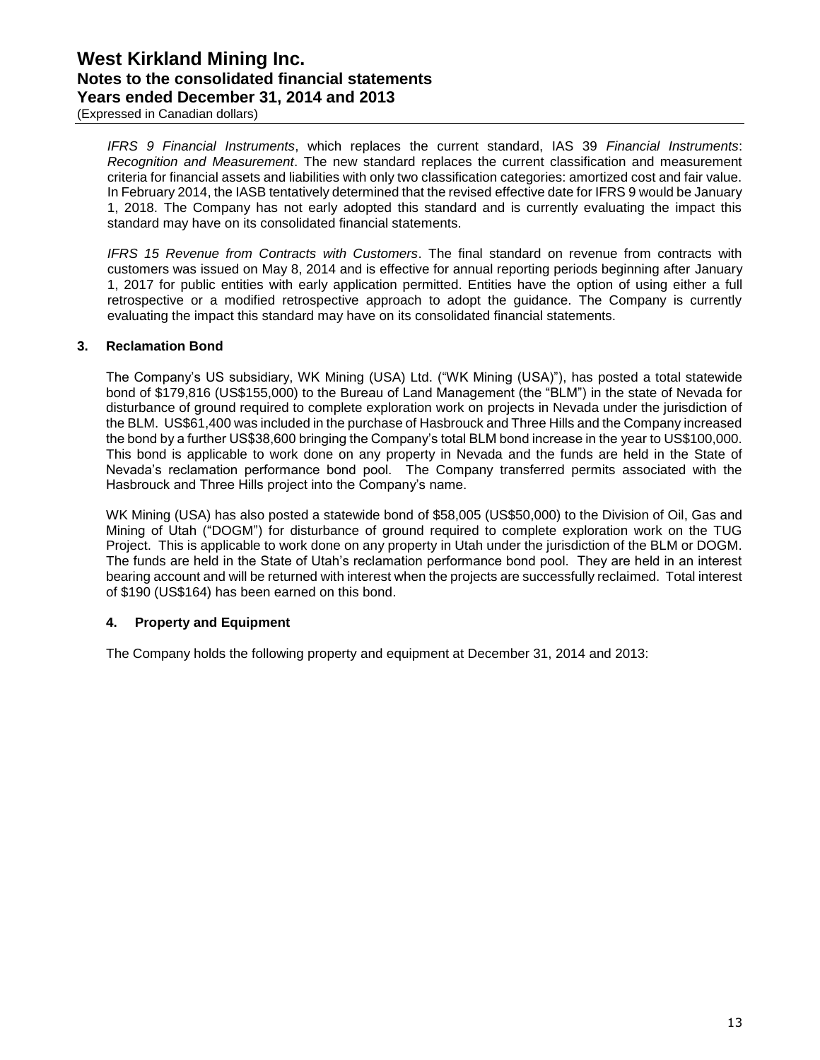*IFRS 9 Financial Instruments*, which replaces the current standard, IAS 39 *Financial Instruments*: *Recognition and Measurement*. The new standard replaces the current classification and measurement criteria for financial assets and liabilities with only two classification categories: amortized cost and fair value. In February 2014, the IASB tentatively determined that the revised effective date for IFRS 9 would be January 1, 2018. The Company has not early adopted this standard and is currently evaluating the impact this standard may have on its consolidated financial statements.

*IFRS 15 Revenue from Contracts with Customers*. The final standard on revenue from contracts with customers was issued on May 8, 2014 and is effective for annual reporting periods beginning after January 1, 2017 for public entities with early application permitted. Entities have the option of using either a full retrospective or a modified retrospective approach to adopt the guidance. The Company is currently evaluating the impact this standard may have on its consolidated financial statements.

## 3. Reclamation Bond

The Company's US subsidiary, WK Mining (USA) Ltd. ("WK Mining (USA)"), has posted a total statewide bond of $179,816 (US$155,000) to the Bureau of Land Management (the "BLM") in the state of Nevada for disturbance of ground required to complete exploration work on projects in Nevada under the jurisdiction of the BLM. US$61,400 was included in the purchase of Hasbrouck and Three Hills and the Company increased the bond by a further US$38,600 bringing the Company's total BLM bond increase in the year to US$100,000. This bond is applicable to work done on any property in Nevada and the funds are held in the State of Nevada's reclamation performance bond pool. The Company transferred permits associated with the Hasbrouck and Three Hills project into the Company's name.

WK Mining (USA) has also posted a statewide bond of $58,005 (US$50,000) to the Division of Oil, Gas and Mining of Utah ("DOGM") for disturbance of ground required to complete exploration work on the TUG Project. This is applicable to work done on any property in Utah under the jurisdiction of the BLM or DOGM. The funds are held in the State of Utah's reclamation performance bond pool. They are held in an interest bearing account and will be returned with interest when the projects are successfully reclaimed. Total interest of $190 (US$164) has been earned on this bond.

## 4. Property and Equipment

The Company holds the following property and equipment at December 31, 2014 and 2013: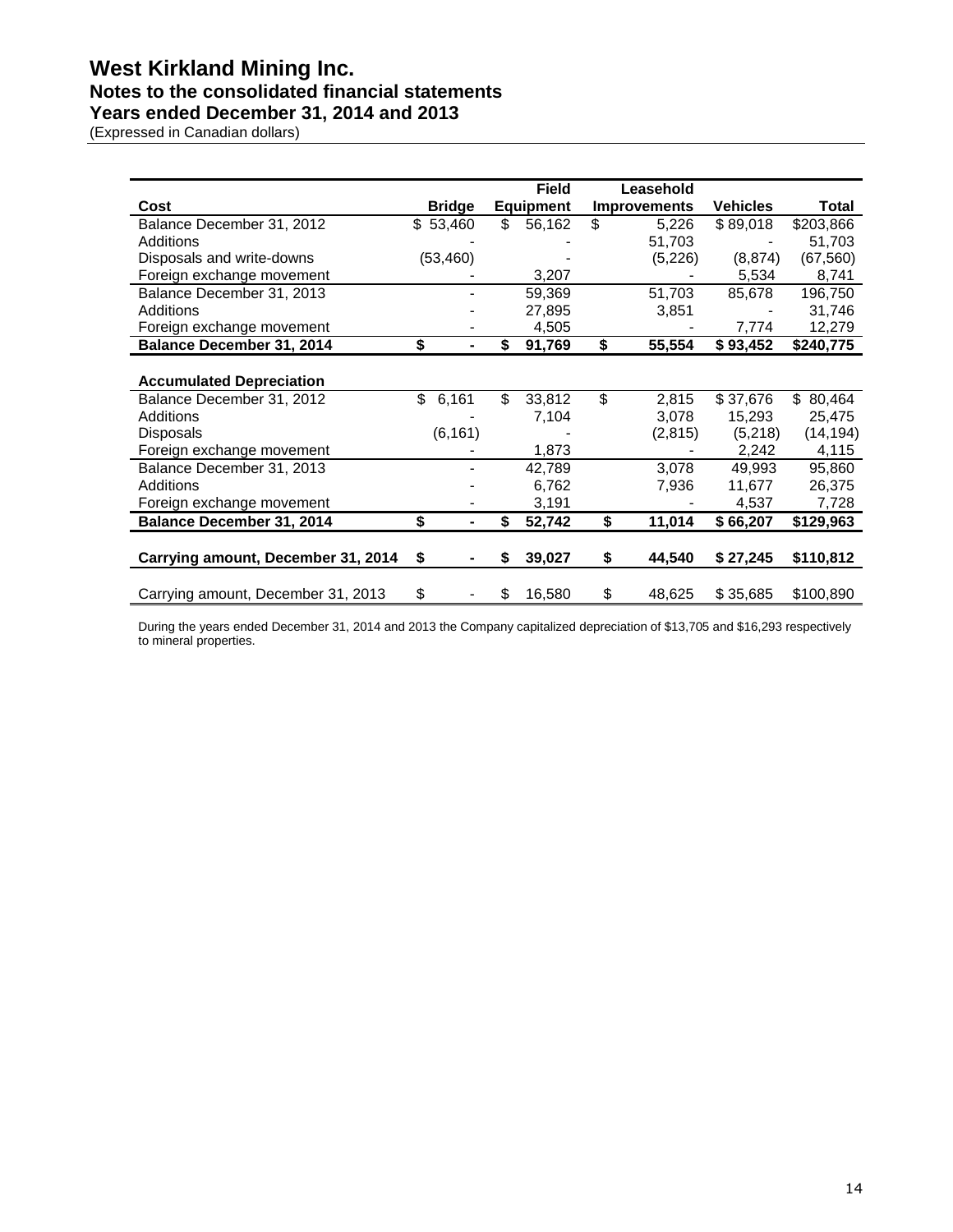# West Kirkland Mining Inc.
## Notes to the consolidated financial statements
## Years ended December 31, 2014 and 2013
(Expressed in Canadian dollars)

| Cost | Bridge | Field Equipment | Leasehold Improvements | Vehicles | Total |
|---|---|---|---|---|---|
| Balance December 31, 2012 | $ 53,460 | $ 56,162 | $ 5,226 | $ 89,018 | $203,866 |
| Additions | - | - | 51,703 | - | 51,703 |
| Disposals and write-downs | (53,460) | - | (5,226) | (8,874) | (67,560) |
| Foreign exchange movement | - | 3,207 | - | 5,534 | 8,741 |
| Balance December 31, 2013 | - | 59,369 | 51,703 | 85,678 | 196,750 |
| Additions | - | 27,895 | 3,851 | - | 31,746 |
| Foreign exchange movement | - | 4,505 | - | 7,774 | 12,279 |
| **Balance December 31, 2014** | **$ -** | **$ 91,769** | **$ 55,554** | **$ 93,452** | **$240,775** |
| | | | | | |
| **Accumulated Depreciation** | | | | | |
| Balance December 31, 2012 | $ 6,161 | $ 33,812 | $ 2,815 | $ 37,676 | $ 80,464 |
| Additions | - | 7,104 | 3,078 | 15,293 | 25,475 |
| Disposals | (6,161) | - | (2,815) | (5,218) | (14,194) |
| Foreign exchange movement | - | 1,873 | - | 2,242 | 4,115 |
| Balance December 31, 2013 | - | 42,789 | 3,078 | 49,993 | 95,860 |
| Additions | - | 6,762 | 7,936 | 11,677 | 26,375 |
| Foreign exchange movement | - | 3,191 | - | 4,537 | 7,728 |
| **Balance December 31, 2014** | **$ -** | **$ 52,742** | **$ 11,014** | **$ 66,207** | **$129,963** |
| | | | | | |
| **Carrying amount, December 31, 2014** | **$ -** | **$ 39,027** | **$ 44,540** | **$ 27,245** | **$110,812** |
| | | | | | |
| Carrying amount, December 31, 2013 | $ - | $ 16,580 | $ 48,625 | $ 35,685 | $100,890 |

During the years ended December 31, 2014 and 2013 the Company capitalized depreciation of $13,705 and $16,293 respectively to mineral properties.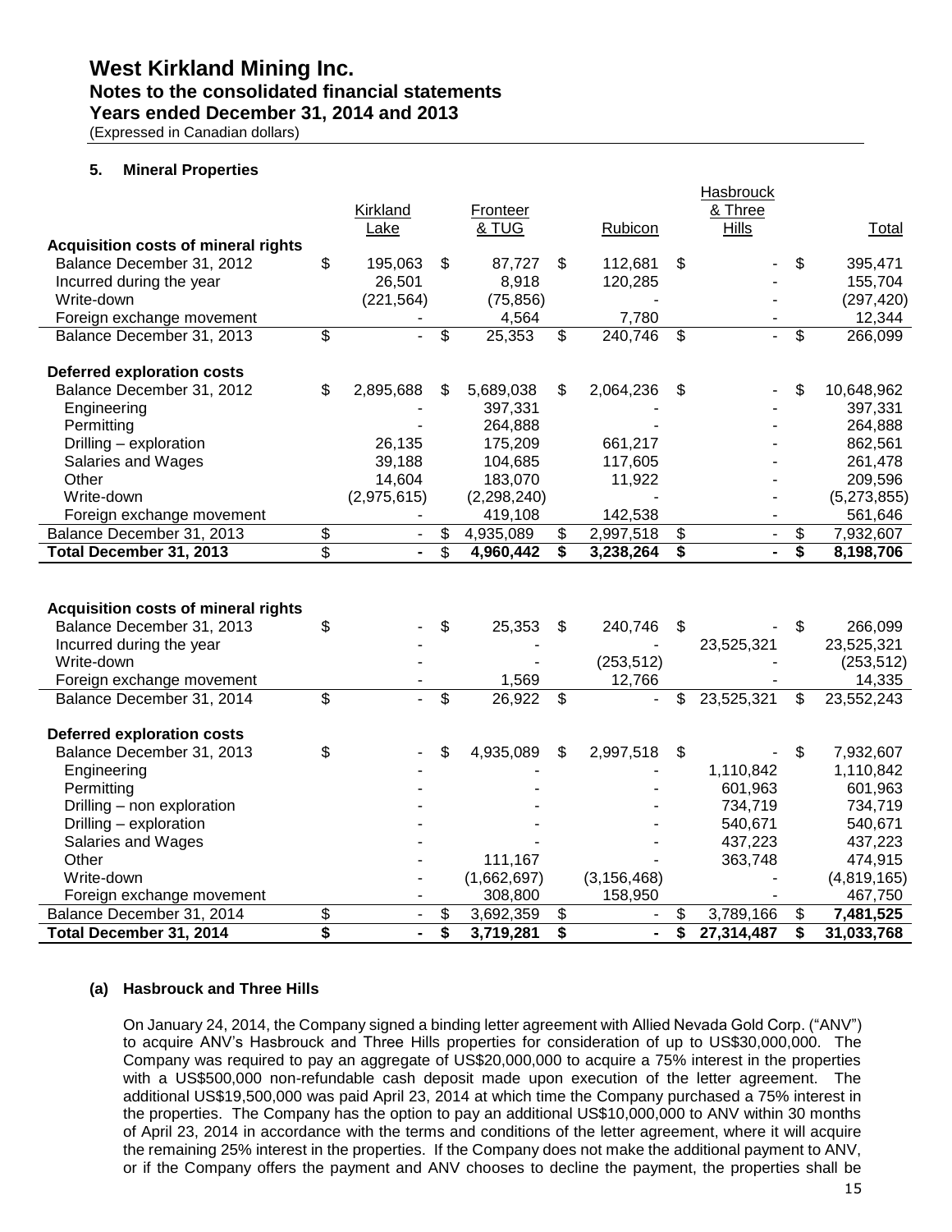# West Kirkland Mining Inc.
## Notes to the consolidated financial statements
## Years ended December 31, 2014 and 2013
(Expressed in Canadian dollars)

### 5. Mineral Properties

| | Kirkland Lake | Fronteer & TUG | Rubicon | Hasbrouck & Three Hills | Total |
|---|---|---|---|---|---|
| **Acquisition costs of mineral rights** | | | | | |
| Balance December 31, 2012 | $ 195,063 | $ 87,727 | $ 112,681 | $ - | $ 395,471 |
| Incurred during the year | 26,501 | 8,918 | 120,285 | - | 155,704 |
| Write-down | (221,564) | (75,856) | - | - | (297,420) |
| Foreign exchange movement | - | 4,564 | 7,780 | - | 12,344 |
| Balance December 31, 2013 | $ - | $ 25,353 | $ 240,746 | $ - | $ 266,099 |
| **Deferred exploration costs** | | | | | |
| Balance December 31, 2012 | $ 2,895,688 | $ 5,689,038 | $ 2,064,236 | $ - | $ 10,648,962 |
| Engineering | - | 397,331 | - | - | 397,331 |
| Permitting | - | 264,888 | - | - | 264,888 |
| Drilling – exploration | 26,135 | 175,209 | 661,217 | - | 862,561 |
| Salaries and Wages | 39,188 | 104,685 | 117,605 | - | 261,478 |
| Other | 14,604 | 183,070 | 11,922 | - | 209,596 |
| Write-down | (2,975,615) | (2,298,240) | - | - | (5,273,855) |
| Foreign exchange movement | - | 419,108 | 142,538 | - | 561,646 |
| Balance December 31, 2013 | $ - | $ 4,935,089 | $ 2,997,518 | $ - | $ 7,932,607 |
| **Total December 31, 2013** | **$ -** | **$ 4,960,442** | **$ 3,238,264** | **$ -** | **$ 8,198,706** |
| | | | | | |
| **Acquisition costs of mineral rights** | | | | | |
| Balance December 31, 2013 | $ - | $ 25,353 | $ 240,746 | $ - | $ 266,099 |
| Incurred during the year | - | - | - | 23,525,321 | 23,525,321 |
| Write-down | - | - | (253,512) | - | (253,512) |
| Foreign exchange movement | - | 1,569 | 12,766 | - | 14,335 |
| Balance December 31, 2014 | $ - | $ 26,922 | $ - | $ 23,525,321 | $ 23,552,243 |
| **Deferred exploration costs** | | | | | |
| Balance December 31, 2013 | $ - | $ 4,935,089 | $ 2,997,518 | $ - | $ 7,932,607 |
| Engineering | - | - | - | 1,110,842 | 1,110,842 |
| Permitting | - | - | - | 601,963 | 601,963 |
| Drilling – non exploration | - | - | - | 734,719 | 734,719 |
| Drilling – exploration | - | - | - | 540,671 | 540,671 |
| Salaries and Wages | - | - | - | 437,223 | 437,223 |
| Other | - | 111,167 | - | 363,748 | 474,915 |
| Write-down | - | (1,662,697) | (3,156,468) | - | (4,819,165) |
| Foreign exchange movement | - | 308,800 | 158,950 | - | 467,750 |
| Balance December 31, 2014 | $ - | $ 3,692,359 | $ - | $ 3,789,166 | $ **7,481,525** |
| **Total December 31, 2014** | **$ -** | **$ 3,719,281** | **$ -** | **$ 27,314,487** | **$ 31,033,768** |

#### (a) Hasbrouck and Three Hills

On January 24, 2014, the Company signed a binding letter agreement with Allied Nevada Gold Corp. ("ANV") to acquire ANV's Hasbrouck and Three Hills properties for consideration of up to US$30,000,000. The Company was required to pay an aggregate of US$20,000,000 to acquire a 75% interest in the properties with a US$500,000 non-refundable cash deposit made upon execution of the letter agreement. The additional US$19,500,000 was paid April 23, 2014 at which time the Company purchased a 75% interest in the properties. The Company has the option to pay an additional US$10,000,000 to ANV within 30 months of April 23, 2014 in accordance with the terms and conditions of the letter agreement, where it will acquire the remaining 25% interest in the properties. If the Company does not make the additional payment to ANV, or if the Company offers the payment and ANV chooses to decline the payment, the properties shall be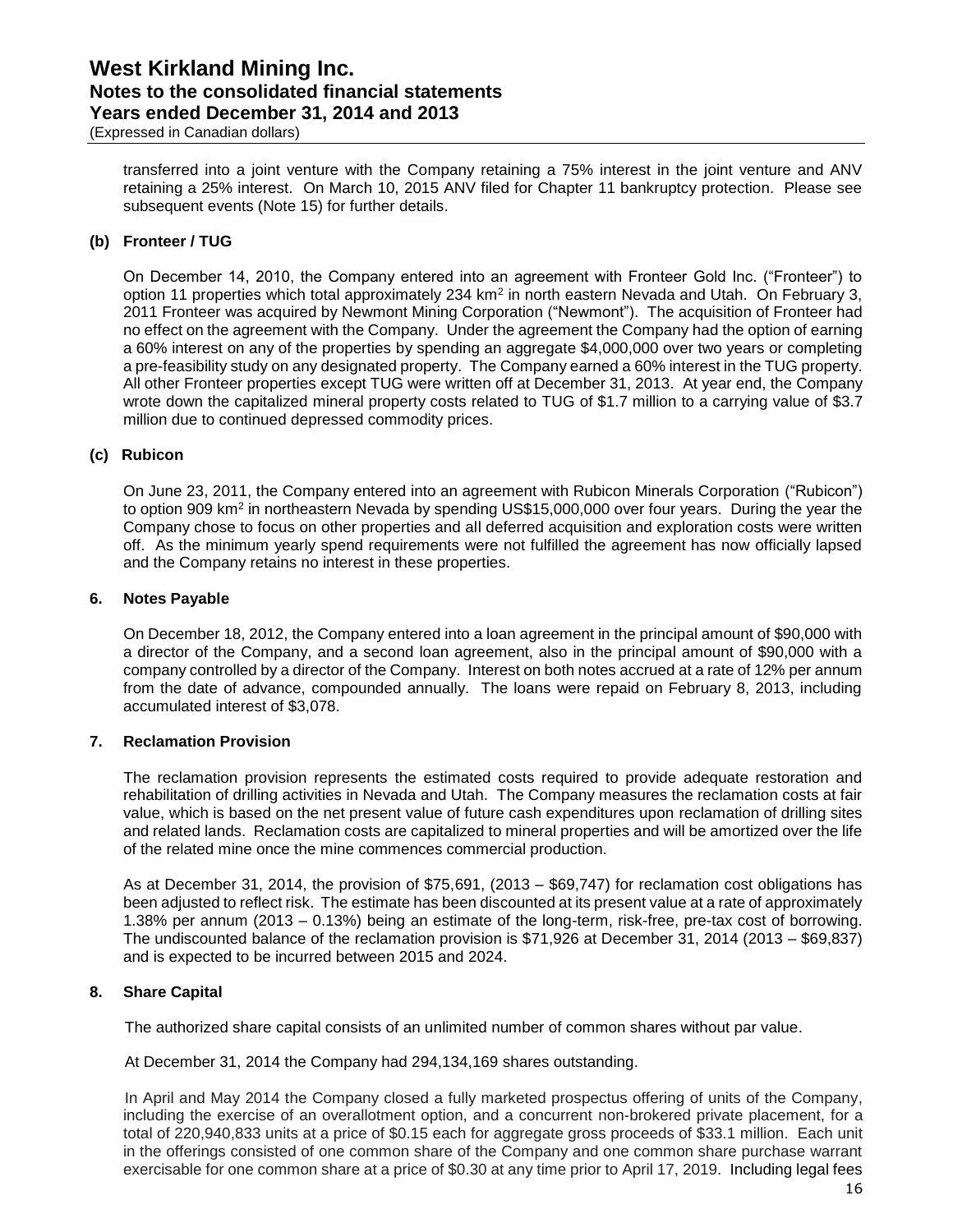transferred into a joint venture with the Company retaining a 75% interest in the joint venture and ANV retaining a 25% interest. On March 10, 2015 ANV filed for Chapter 11 bankruptcy protection. Please see subsequent events (Note 15) for further details.

### (b) Fronteer / TUG

On December 14, 2010, the Company entered into an agreement with Fronteer Gold Inc. ("Fronteer") to option 11 properties which total approximately 234 km$^2$ in north eastern Nevada and Utah. On February 3, 2011 Fronteer was acquired by Newmont Mining Corporation ("Newmont"). The acquisition of Fronteer had no effect on the agreement with the Company. Under the agreement the Company had the option of earning a 60% interest on any of the properties by spending an aggregate $4,000,000 over two years or completing a pre-feasibility study on any designated property. The Company earned a 60% interest in the TUG property. All other Fronteer properties except TUG were written off at December 31, 2013. At year end, the Company wrote down the capitalized mineral property costs related to TUG of $1.7 million to a carrying value of $3.7 million due to continued depressed commodity prices.

### (c) Rubicon

On June 23, 2011, the Company entered into an agreement with Rubicon Minerals Corporation ("Rubicon") to option 909 km$^2$ in northeastern Nevada by spending US$15,000,000 over four years. During the year the Company chose to focus on other properties and all deferred acquisition and exploration costs were written off. As the minimum yearly spend requirements were not fulfilled the agreement has now officially lapsed and the Company retains no interest in these properties.

## 6. Notes Payable

On December 18, 2012, the Company entered into a loan agreement in the principal amount of $90,000 with a director of the Company, and a second loan agreement, also in the principal amount of $90,000 with a company controlled by a director of the Company. Interest on both notes accrued at a rate of 12% per annum from the date of advance, compounded annually. The loans were repaid on February 8, 2013, including accumulated interest of $3,078.

## 7. Reclamation Provision

The reclamation provision represents the estimated costs required to provide adequate restoration and rehabilitation of drilling activities in Nevada and Utah. The Company measures the reclamation costs at fair value, which is based on the net present value of future cash expenditures upon reclamation of drilling sites and related lands. Reclamation costs are capitalized to mineral properties and will be amortized over the life of the related mine once the mine commences commercial production.

As at December 31, 2014, the provision of $75,691, (2013 – $69,747) for reclamation cost obligations has been adjusted to reflect risk. The estimate has been discounted at its present value at a rate of approximately 1.38% per annum (2013 – 0.13%) being an estimate of the long-term, risk-free, pre-tax cost of borrowing. The undiscounted balance of the reclamation provision is $71,926 at December 31, 2014 (2013 – $69,837) and is expected to be incurred between 2015 and 2024.

## 8. Share Capital

The authorized share capital consists of an unlimited number of common shares without par value.

At December 31, 2014 the Company had 294,134,169 shares outstanding.

In April and May 2014 the Company closed a fully marketed prospectus offering of units of the Company, including the exercise of an overallotment option, and a concurrent non-brokered private placement, for a total of 220,940,833 units at a price of $0.15 each for aggregate gross proceeds of $33.1 million. Each unit in the offerings consisted of one common share of the Company and one common share purchase warrant exercisable for one common share at a price of $0.30 at any time prior to April 17, 2019. Including legal fees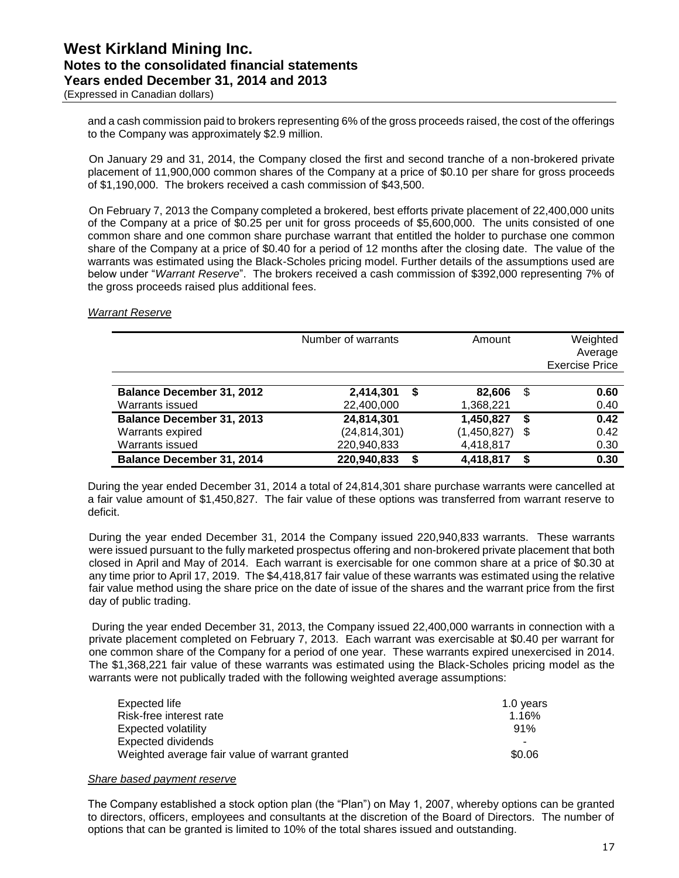and a cash commission paid to brokers representing 6% of the gross proceeds raised, the cost of the offerings to the Company was approximately $2.9 million.

On January 29 and 31, 2014, the Company closed the first and second tranche of a non-brokered private placement of 11,900,000 common shares of the Company at a price of $0.10 per share for gross proceeds of $1,190,000. The brokers received a cash commission of $43,500.

On February 7, 2013 the Company completed a brokered, best efforts private placement of 22,400,000 units of the Company at a price of $0.25 per unit for gross proceeds of $5,600,000. The units consisted of one common share and one common share purchase warrant that entitled the holder to purchase one common share of the Company at a price of $0.40 for a period of 12 months after the closing date. The value of the warrants was estimated using the Black-Scholes pricing model. Further details of the assumptions used are below under "*Warrant Reserve*". The brokers received a cash commission of $392,000 representing 7% of the gross proceeds raised plus additional fees.

*Warrant Reserve*

| | Number of warrants | Amount | Weighted Average Exercise Price |
|---|---|---|---|
| **Balance December 31, 2012** | **2,414,301** | **$ 82,606** | **$ 0.60** |
| Warrants issued | 22,400,000 | 1,368,221 | 0.40 |
| **Balance December 31, 2013** | **24,814,301** | **1,450,827** | **$ 0.42** |
| Warrants expired | (24,814,301) | (1,450,827) | $ 0.42 |
| Warrants issued | 220,940,833 | 4,418,817 | 0.30 |
| **Balance December 31, 2014** | **220,940,833** | **$ 4,418,817** | **$ 0.30** |

During the year ended December 31, 2014 a total of 24,814,301 share purchase warrants were cancelled at a fair value amount of $1,450,827. The fair value of these options was transferred from warrant reserve to deficit.

During the year ended December 31, 2014 the Company issued 220,940,833 warrants. These warrants were issued pursuant to the fully marketed prospectus offering and non-brokered private placement that both closed in April and May of 2014. Each warrant is exercisable for one common share at a price of $0.30 at any time prior to April 17, 2019. The $4,418,817 fair value of these warrants was estimated using the relative fair value method using the share price on the date of issue of the shares and the warrant price from the first day of public trading.

During the year ended December 31, 2013, the Company issued 22,400,000 warrants in connection with a private placement completed on February 7, 2013. Each warrant was exercisable at $0.40 per warrant for one common share of the Company for a period of one year. These warrants expired unexercised in 2014. The $1,368,221 fair value of these warrants was estimated using the Black-Scholes pricing model as the warrants were not publically traded with the following weighted average assumptions:

| | |
|---|---|
| Expected life | 1.0 years |
| Risk-free interest rate | 1.16% |
| Expected volatility | 91% |
| Expected dividends | - |
| Weighted average fair value of warrant granted | $0.06 |

*Share based payment reserve*

The Company established a stock option plan (the "Plan") on May 1, 2007, whereby options can be granted to directors, officers, employees and consultants at the discretion of the Board of Directors. The number of options that can be granted is limited to 10% of the total shares issued and outstanding.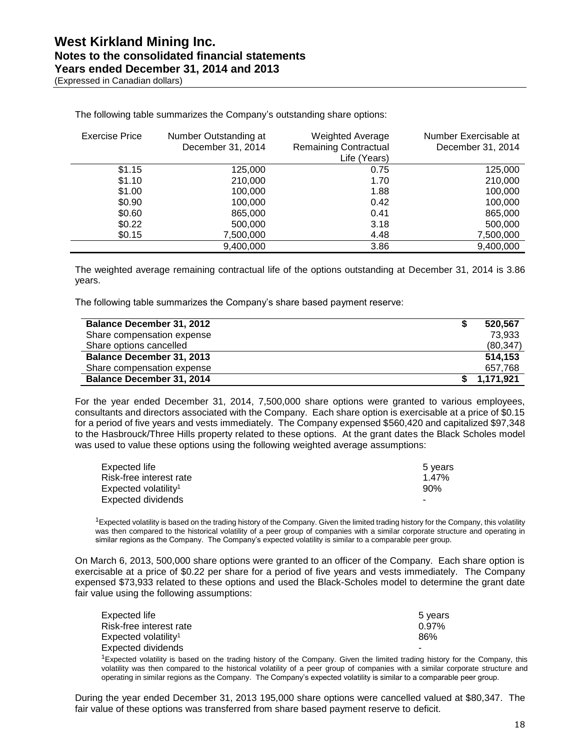The following table summarizes the Company's outstanding share options:

| Exercise Price | Number Outstanding at December 31, 2014 | Weighted Average Remaining Contractual Life (Years) | Number Exercisable at December 31, 2014 |
|---|---|---|---|
| $1.15 | 125,000 | 0.75 | 125,000 |
| $1.10 | 210,000 | 1.70 | 210,000 |
| $1.00 | 100,000 | 1.88 | 100,000 |
| $0.90 | 100,000 | 0.42 | 100,000 |
| $0.60 | 865,000 | 0.41 | 865,000 |
| $0.22 | 500,000 | 3.18 | 500,000 |
| $0.15 | 7,500,000 | 4.48 | 7,500,000 |
| | 9,400,000 | 3.86 | 9,400,000 |

The weighted average remaining contractual life of the options outstanding at December 31, 2014 is 3.86 years.

The following table summarizes the Company's share based payment reserve:

| | |
|---|---|
| **Balance December 31, 2012** | **$ 520,567** |
| Share compensation expense | 73,933 |
| Share options cancelled | (80,347) |
| **Balance December 31, 2013** | **514,153** |
| Share compensation expense | 657,768 |
| **Balance December 31, 2014** | **$ 1,171,921** |

For the year ended December 31, 2014, 7,500,000 share options were granted to various employees, consultants and directors associated with the Company. Each share option is exercisable at a price of $0.15 for a period of five years and vests immediately. The Company expensed $560,420 and capitalized $97,348 to the Hasbrouck/Three Hills property related to these options. At the grant dates the Black Scholes model was used to value these options using the following weighted average assumptions:

| | |
|---|---|
| Expected life | 5 years |
| Risk-free interest rate | 1.47% |
| Expected volatility[1] | 90% |
| Expected dividends | - |

[1]Expected volatility is based on the trading history of the Company. Given the limited trading history for the Company, this volatility was then compared to the historical volatility of a peer group of companies with a similar corporate structure and operating in similar regions as the Company. The Company's expected volatility is similar to a comparable peer group.

On March 6, 2013, 500,000 share options were granted to an officer of the Company. Each share option is exercisable at a price of $0.22 per share for a period of five years and vests immediately. The Company expensed $73,933 related to these options and used the Black-Scholes model to determine the grant date fair value using the following assumptions:

| | |
|---|---|
| Expected life | 5 years |
| Risk-free interest rate | 0.97% |
| Expected volatility[1] | 86% |
| Expected dividends | - |

[1]Expected volatility is based on the trading history of the Company. Given the limited trading history for the Company, this volatility was then compared to the historical volatility of a peer group of companies with a similar corporate structure and operating in similar regions as the Company. The Company's expected volatility is similar to a comparable peer group.

During the year ended December 31, 2013 195,000 share options were cancelled valued at $80,347. The fair value of these options was transferred from share based payment reserve to deficit.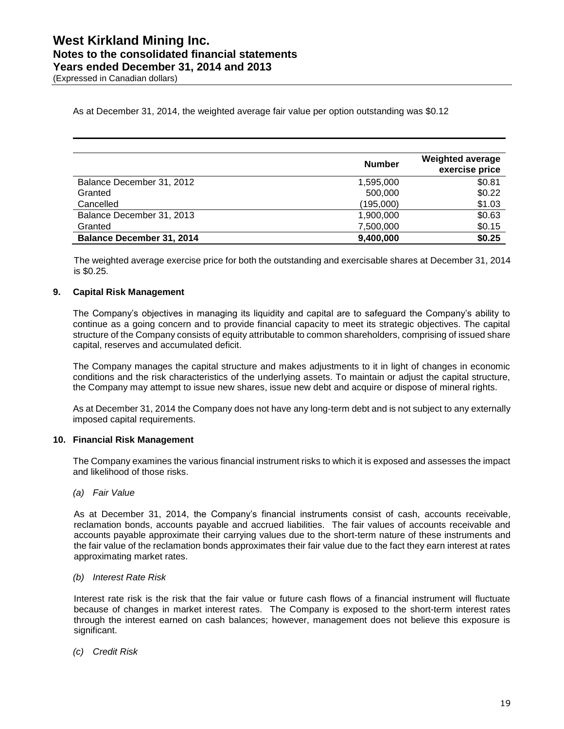As at December 31, 2014, the weighted average fair value per option outstanding was $0.12

| | Number | Weighted average exercise price |
|---|---|---|
| Balance December 31, 2012 | 1,595,000 | $0.81 |
| Granted | 500,000 | $0.22 |
| Cancelled | (195,000) | $1.03 |
| Balance December 31, 2013 | 1,900,000 | $0.63 |
| Granted | 7,500,000 | $0.15 |
| **Balance December 31, 2014** | **9,400,000** | **$0.25** |

The weighted average exercise price for both the outstanding and exercisable shares at December 31, 2014 is $0.25.

### 9. Capital Risk Management

The Company's objectives in managing its liquidity and capital are to safeguard the Company's ability to continue as a going concern and to provide financial capacity to meet its strategic objectives. The capital structure of the Company consists of equity attributable to common shareholders, comprising of issued share capital, reserves and accumulated deficit.

The Company manages the capital structure and makes adjustments to it in light of changes in economic conditions and the risk characteristics of the underlying assets. To maintain or adjust the capital structure, the Company may attempt to issue new shares, issue new debt and acquire or dispose of mineral rights.

As at December 31, 2014 the Company does not have any long-term debt and is not subject to any externally imposed capital requirements.

### 10. Financial Risk Management

The Company examines the various financial instrument risks to which it is exposed and assesses the impact and likelihood of those risks.

*(a) Fair Value*

As at December 31, 2014, the Company's financial instruments consist of cash, accounts receivable, reclamation bonds, accounts payable and accrued liabilities. The fair values of accounts receivable and accounts payable approximate their carrying values due to the short-term nature of these instruments and the fair value of the reclamation bonds approximates their fair value due to the fact they earn interest at rates approximating market rates.

*(b) Interest Rate Risk*

Interest rate risk is the risk that the fair value or future cash flows of a financial instrument will fluctuate because of changes in market interest rates. The Company is exposed to the short-term interest rates through the interest earned on cash balances; however, management does not believe this exposure is significant.

*(c) Credit Risk*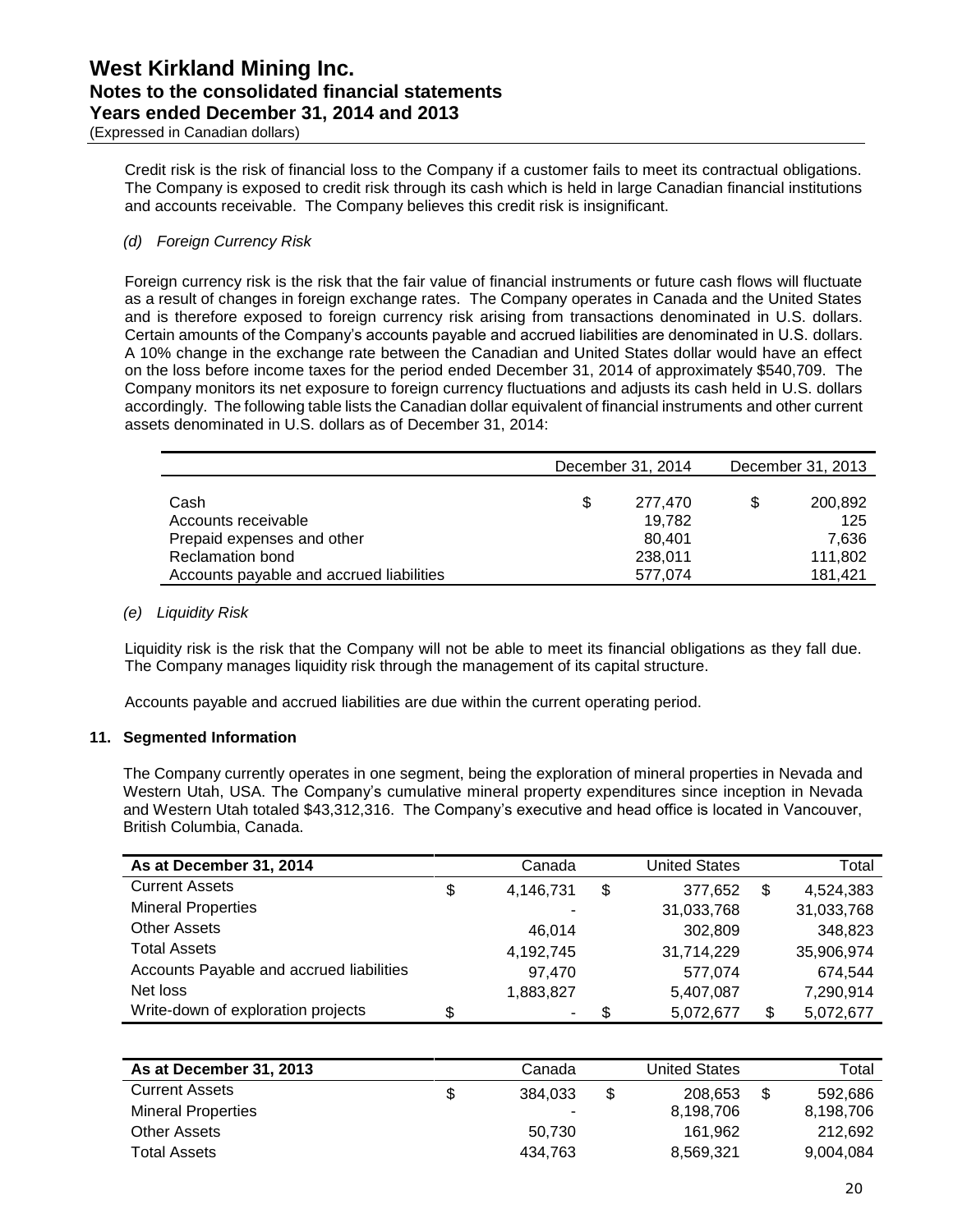Credit risk is the risk of financial loss to the Company if a customer fails to meet its contractual obligations. The Company is exposed to credit risk through its cash which is held in large Canadian financial institutions and accounts receivable. The Company believes this credit risk is insignificant.

*(d) Foreign Currency Risk*

Foreign currency risk is the risk that the fair value of financial instruments or future cash flows will fluctuate as a result of changes in foreign exchange rates. The Company operates in Canada and the United States and is therefore exposed to foreign currency risk arising from transactions denominated in U.S. dollars. Certain amounts of the Company's accounts payable and accrued liabilities are denominated in U.S. dollars. A 10% change in the exchange rate between the Canadian and United States dollar would have an effect on the loss before income taxes for the period ended December 31, 2014 of approximately $540,709. The Company monitors its net exposure to foreign currency fluctuations and adjusts its cash held in U.S. dollars accordingly. The following table lists the Canadian dollar equivalent of financial instruments and other current assets denominated in U.S. dollars as of December 31, 2014:

| | December 31, 2014 | December 31, 2013 |
|---|---|---|
| Cash | $ 277,470 | $ 200,892 |
| Accounts receivable | 19,782 | 125 |
| Prepaid expenses and other | 80,401 | 7,636 |
| Reclamation bond | 238,011 | 111,802 |
| Accounts payable and accrued liabilities | 577,074 | 181,421 |

*(e) Liquidity Risk*

Liquidity risk is the risk that the Company will not be able to meet its financial obligations as they fall due. The Company manages liquidity risk through the management of its capital structure.

Accounts payable and accrued liabilities are due within the current operating period.

## 11. Segmented Information

The Company currently operates in one segment, being the exploration of mineral properties in Nevada and Western Utah, USA. The Company's cumulative mineral property expenditures since inception in Nevada and Western Utah totaled $43,312,316. The Company's executive and head office is located in Vancouver, British Columbia, Canada.

| As at December 31, 2014 | Canada | United States | Total |
|---|---|---|---|
| Current Assets | $ 4,146,731 | $ 377,652 | $ 4,524,383 |
| Mineral Properties | - | 31,033,768 | 31,033,768 |
| Other Assets | 46,014 | 302,809 | 348,823 |
| Total Assets | 4,192,745 | 31,714,229 | 35,906,974 |
| Accounts Payable and accrued liabilities | 97,470 | 577,074 | 674,544 |
| Net loss | 1,883,827 | 5,407,087 | 7,290,914 |
| Write-down of exploration projects | $ - | $ 5,072,677 | $ 5,072,677 |

| As at December 31, 2013 | Canada | United States | Total |
|---|---|---|---|
| Current Assets | $ 384,033 | $ 208,653 | $ 592,686 |
| Mineral Properties | - | 8,198,706 | 8,198,706 |
| Other Assets | 50,730 | 161,962 | 212,692 |
| Total Assets | 434,763 | 8,569,321 | 9,004,084 |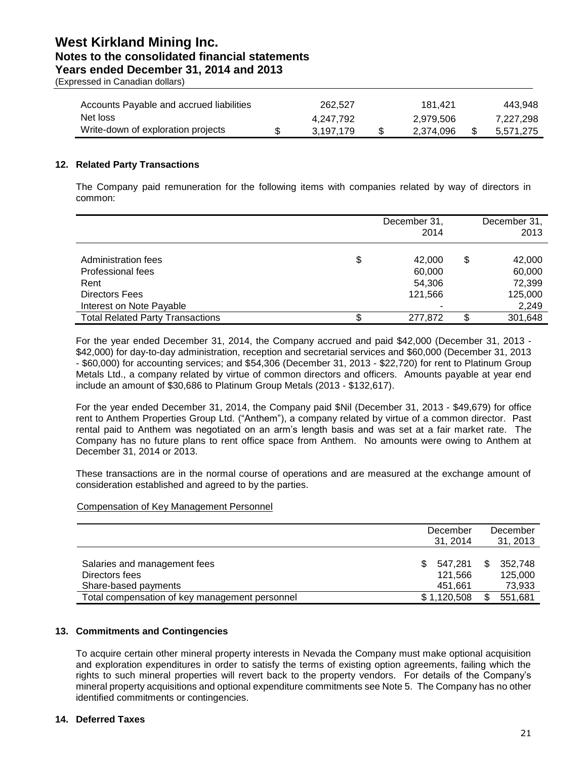| | | | |
|---|---|---|---|
| Accounts Payable and accrued liabilities | 262,527 | 181,421 | 443,948 |
| Net loss | 4,247,792 | 2,979,506 | 7,227,298 |
| Write-down of exploration projects | $ 3,197,179 | $ 2,374,096 | $ 5,571,275 |

## 12. Related Party Transactions

The Company paid remuneration for the following items with companies related by way of directors in common:

| | December 31, 2014 | December 31, 2013 |
|---|---|---|
| Administration fees | $ 42,000 | $ 42,000 |
| Professional fees | 60,000 | 60,000 |
| Rent | 54,306 | 72,399 |
| Directors Fees | 121,566 | 125,000 |
| Interest on Note Payable | - | 2,249 |
| Total Related Party Transactions | $ 277,872 | $ 301,648 |

For the year ended December 31, 2014, the Company accrued and paid $42,000 (December 31, 2013 - $42,000) for day-to-day administration, reception and secretarial services and $60,000 (December 31, 2013 - $60,000) for accounting services; and $54,306 (December 31, 2013 - $22,720) for rent to Platinum Group Metals Ltd., a company related by virtue of common directors and officers. Amounts payable at year end include an amount of $30,686 to Platinum Group Metals (2013 - $132,617).

For the year ended December 31, 2014, the Company paid $Nil (December 31, 2013 - $49,679) for office rent to Anthem Properties Group Ltd. ("Anthem"), a company related by virtue of a common director. Past rental paid to Anthem was negotiated on an arm's length basis and was set at a fair market rate. The Company has no future plans to rent office space from Anthem. No amounts were owing to Anthem at December 31, 2014 or 2013.

These transactions are in the normal course of operations and are measured at the exchange amount of consideration established and agreed to by the parties.

Compensation of Key Management Personnel

| | December 31, 2014 | December 31, 2013 |
|---|---|---|
| Salaries and management fees | $ 547,281 | $ 352,748 |
| Directors fees | 121,566 | 125,000 |
| Share-based payments | 451,661 | 73,933 |
| Total compensation of key management personnel | $ 1,120,508 | $ 551,681 |

## 13. Commitments and Contingencies

To acquire certain other mineral property interests in Nevada the Company must make optional acquisition and exploration expenditures in order to satisfy the terms of existing option agreements, failing which the rights to such mineral properties will revert back to the property vendors. For details of the Company's mineral property acquisitions and optional expenditure commitments see Note 5. The Company has no other identified commitments or contingencies.

## 14. Deferred Taxes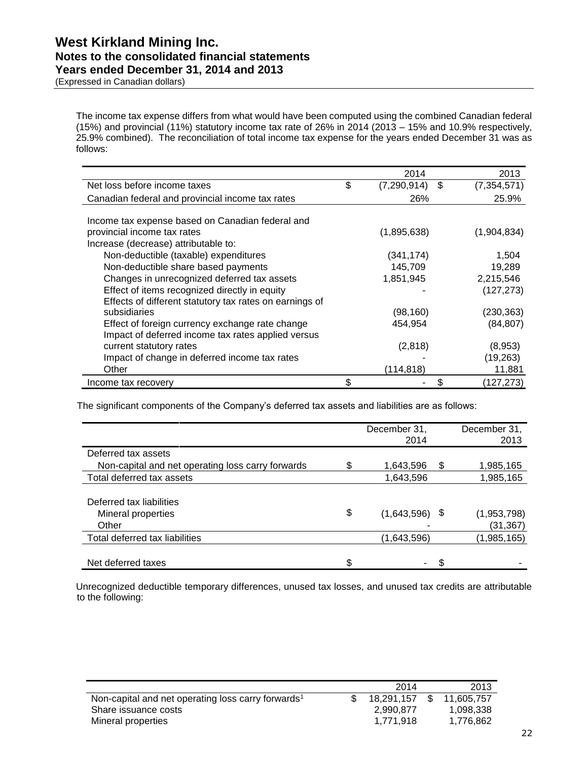The income tax expense differs from what would have been computed using the combined Canadian federal (15%) and provincial (11%) statutory income tax rate of 26% in 2014 (2013 – 15% and 10.9% respectively, 25.9% combined). The reconciliation of total income tax expense for the years ended December 31 was as follows:

| | 2014 | 2013 |
|---|---|---|
| Net loss before income taxes | $ (7,290,914) | $ (7,354,571) |
| Canadian federal and provincial income tax rates | 26% | 25.9% |
| Income tax expense based on Canadian federal and provincial income tax rates | (1,895,638) | (1,904,834) |
| Increase (decrease) attributable to: | | |
| Non-deductible (taxable) expenditures | (341,174) | 1,504 |
| Non-deductible share based payments | 145,709 | 19,289 |
| Changes in unrecognized deferred tax assets | 1,851,945 | 2,215,546 |
| Effect of items recognized directly in equity | - | (127,273) |
| Effects of different statutory tax rates on earnings of subsidiaries | (98,160) | (230,363) |
| Effect of foreign currency exchange rate change | 454,954 | (84,807) |
| Impact of deferred income tax rates applied versus current statutory rates | (2,818) | (8,953) |
| Impact of change in deferred income tax rates | - | (19,263) |
| Other | (114,818) | 11,881 |
| Income tax recovery | $ - | $ (127,273) |

The significant components of the Company's deferred tax assets and liabilities are as follows:

| | December 31, 2014 | December 31, 2013 |
|---|---|---|
| Deferred tax assets | | |
| Non-capital and net operating loss carry forwards | $ 1,643,596 | $ 1,985,165 |
| Total deferred tax assets | 1,643,596 | 1,985,165 |
| Deferred tax liabilities | | |
| Mineral properties | $ (1,643,596) | $ (1,953,798) |
| Other | - | (31,367) |
| Total deferred tax liabilities | (1,643,596) | (1,985,165) |
| Net deferred taxes | $ - | $ - |

Unrecognized deductible temporary differences, unused tax losses, and unused tax credits are attributable to the following:

| | 2014 | 2013 |
|---|---|---|
| Non-capital and net operating loss carry forwards[1] | $ 18,291,157 | $ 11,605,757 |
| Share issuance costs | 2,990,877 | 1,098,338 |
| Mineral properties | 1,771,918 | 1,776,862 |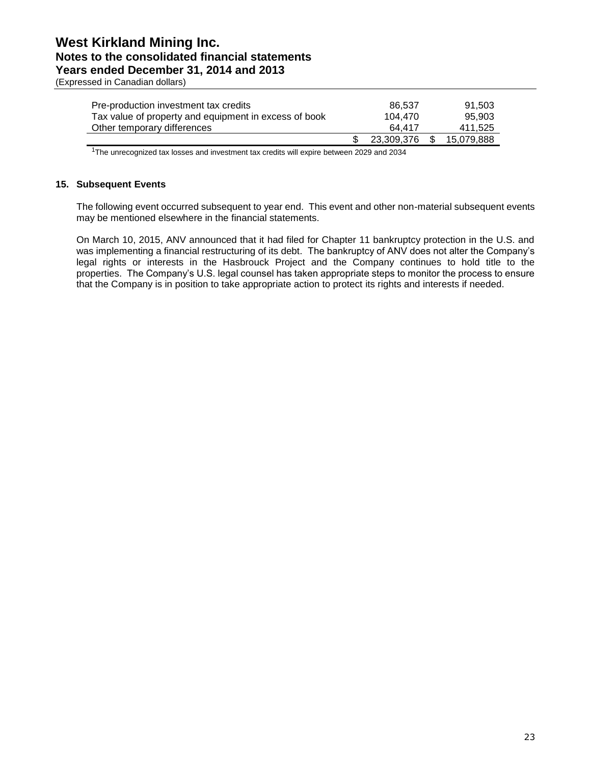| | | |
|---|---|---|
| Pre-production investment tax credits | 86,537 | 91,503 |
| Tax value of property and equipment in excess of book | 104,470 | 95,903 |
| Other temporary differences | 64,417 | 411,525 |
| | $ 23,309,376 | $ 15,079,888 |

[1]The unrecognized tax losses and investment tax credits will expire between 2029 and 2034

**15. Subsequent Events**

The following event occurred subsequent to year end. This event and other non-material subsequent events may be mentioned elsewhere in the financial statements.

On March 10, 2015, ANV announced that it had filed for Chapter 11 bankruptcy protection in the U.S. and was implementing a financial restructuring of its debt. The bankruptcy of ANV does not alter the Company's legal rights or interests in the Hasbrouck Project and the Company continues to hold title to the properties. The Company's U.S. legal counsel has taken appropriate steps to monitor the process to ensure that the Company is in position to take appropriate action to protect its rights and interests if needed.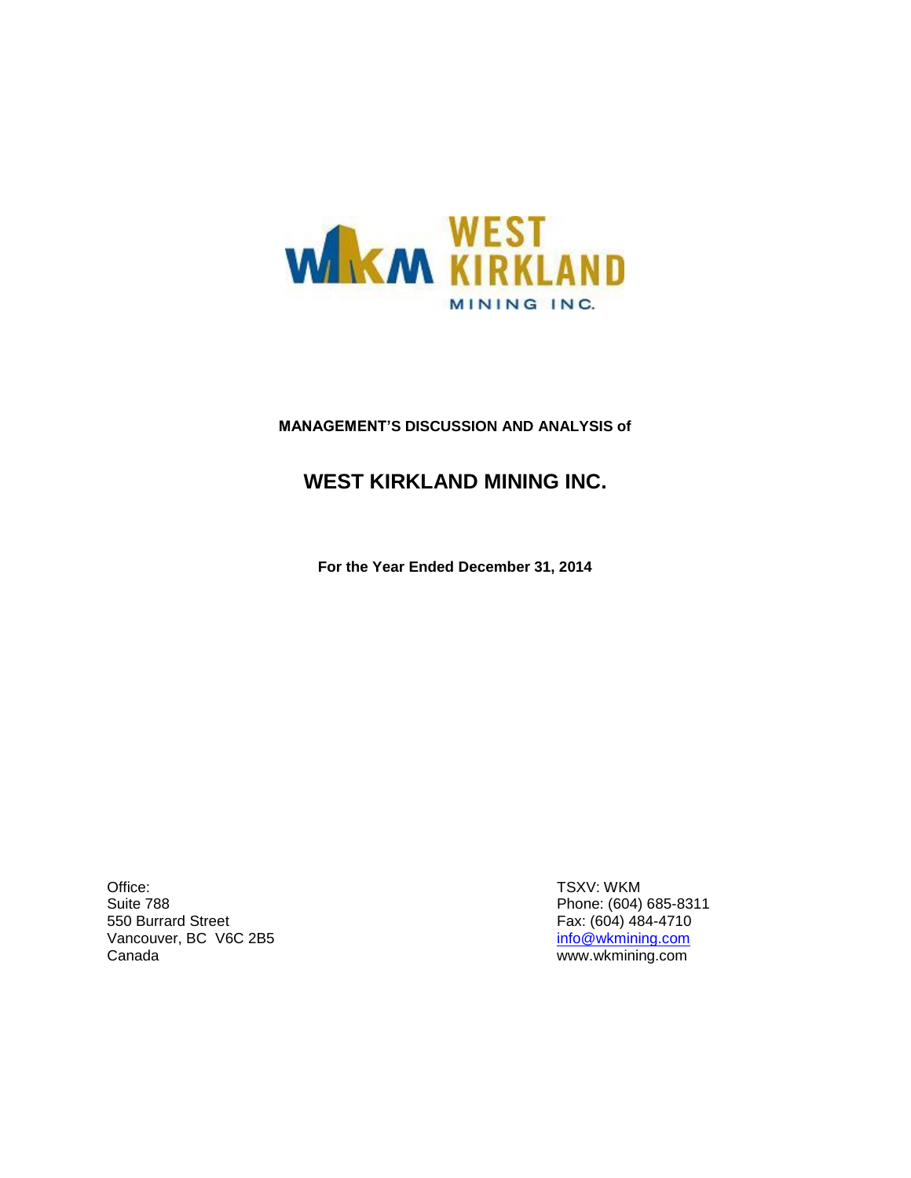**MANAGEMENT'S DISCUSSION AND ANALYSIS of**

# WEST KIRKLAND MINING INC.

**For the Year Ended December 31, 2014**

Office:
Suite 788
550 Burrard Street
Vancouver, BC V6C 2B5
Canada

TSXV: WKM
Phone: (604) 685-8311
Fax: (604) 484-4710
info@wkmining.com
www.wkmining.com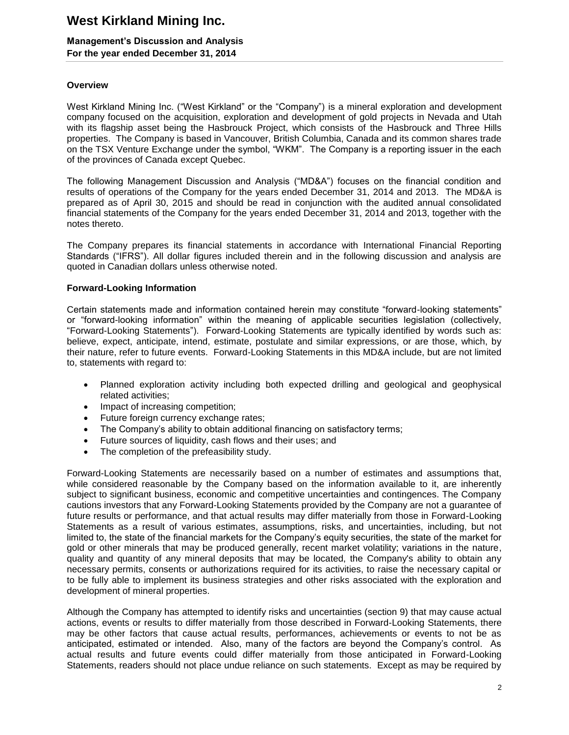## Overview

West Kirkland Mining Inc. ("West Kirkland" or the "Company") is a mineral exploration and development company focused on the acquisition, exploration and development of gold projects in Nevada and Utah with its flagship asset being the Hasbrouck Project, which consists of the Hasbrouck and Three Hills properties. The Company is based in Vancouver, British Columbia, Canada and its common shares trade on the TSX Venture Exchange under the symbol, "WKM". The Company is a reporting issuer in the each of the provinces of Canada except Quebec.

The following Management Discussion and Analysis ("MD&A") focuses on the financial condition and results of operations of the Company for the years ended December 31, 2014 and 2013. The MD&A is prepared as of April 30, 2015 and should be read in conjunction with the audited annual consolidated financial statements of the Company for the years ended December 31, 2014 and 2013, together with the notes thereto.

The Company prepares its financial statements in accordance with International Financial Reporting Standards ("IFRS"). All dollar figures included therein and in the following discussion and analysis are quoted in Canadian dollars unless otherwise noted.

## Forward-Looking Information

Certain statements made and information contained herein may constitute "forward-looking statements" or "forward-looking information" within the meaning of applicable securities legislation (collectively, "Forward-Looking Statements"). Forward-Looking Statements are typically identified by words such as: believe, expect, anticipate, intend, estimate, postulate and similar expressions, or are those, which, by their nature, refer to future events. Forward-Looking Statements in this MD&A include, but are not limited to, statements with regard to:

- Planned exploration activity including both expected drilling and geological and geophysical related activities;
- Impact of increasing competition;
- Future foreign currency exchange rates;
- The Company's ability to obtain additional financing on satisfactory terms;
- Future sources of liquidity, cash flows and their uses; and
- The completion of the prefeasibility study.

Forward-Looking Statements are necessarily based on a number of estimates and assumptions that, while considered reasonable by the Company based on the information available to it, are inherently subject to significant business, economic and competitive uncertainties and contingences. The Company cautions investors that any Forward-Looking Statements provided by the Company are not a guarantee of future results or performance, and that actual results may differ materially from those in Forward-Looking Statements as a result of various estimates, assumptions, risks, and uncertainties, including, but not limited to, the state of the financial markets for the Company's equity securities, the state of the market for gold or other minerals that may be produced generally, recent market volatility; variations in the nature, quality and quantity of any mineral deposits that may be located, the Company's ability to obtain any necessary permits, consents or authorizations required for its activities, to raise the necessary capital or to be fully able to implement its business strategies and other risks associated with the exploration and development of mineral properties.

Although the Company has attempted to identify risks and uncertainties (section 9) that may cause actual actions, events or results to differ materially from those described in Forward-Looking Statements, there may be other factors that cause actual results, performances, achievements or events to not be as anticipated, estimated or intended. Also, many of the factors are beyond the Company's control. As actual results and future events could differ materially from those anticipated in Forward-Looking Statements, readers should not place undue reliance on such statements. Except as may be required by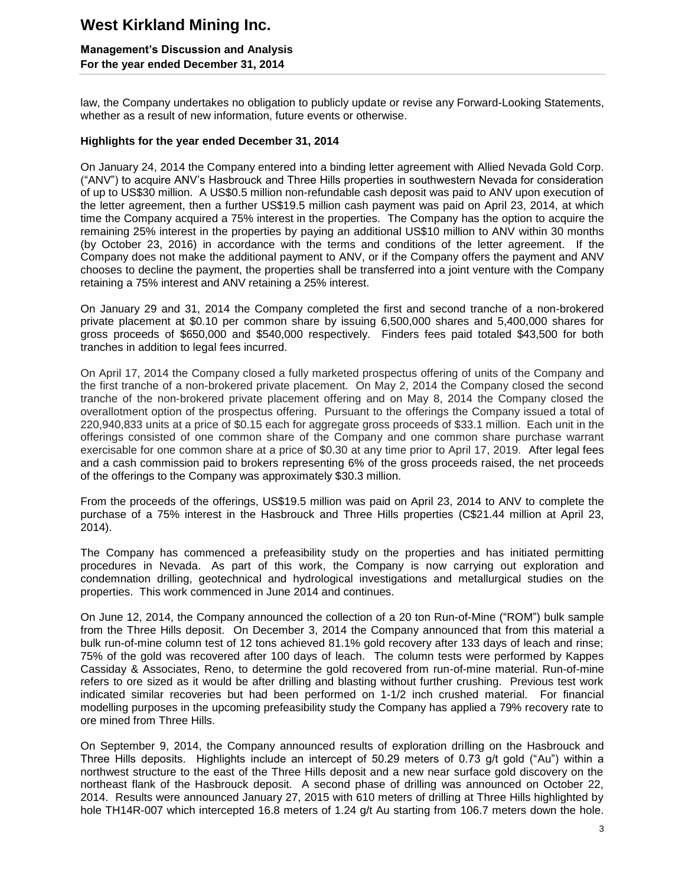law, the Company undertakes no obligation to publicly update or revise any Forward-Looking Statements, whether as a result of new information, future events or otherwise.

**Highlights for the year ended December 31, 2014**

On January 24, 2014 the Company entered into a binding letter agreement with Allied Nevada Gold Corp. ("ANV") to acquire ANV's Hasbrouck and Three Hills properties in southwestern Nevada for consideration of up to US$30 million. A US$0.5 million non-refundable cash deposit was paid to ANV upon execution of the letter agreement, then a further US$19.5 million cash payment was paid on April 23, 2014, at which time the Company acquired a 75% interest in the properties. The Company has the option to acquire the remaining 25% interest in the properties by paying an additional US$10 million to ANV within 30 months (by October 23, 2016) in accordance with the terms and conditions of the letter agreement. If the Company does not make the additional payment to ANV, or if the Company offers the payment and ANV chooses to decline the payment, the properties shall be transferred into a joint venture with the Company retaining a 75% interest and ANV retaining a 25% interest.

On January 29 and 31, 2014 the Company completed the first and second tranche of a non-brokered private placement at $0.10 per common share by issuing 6,500,000 shares and 5,400,000 shares for gross proceeds of $650,000 and $540,000 respectively. Finders fees paid totaled $43,500 for both tranches in addition to legal fees incurred.

On April 17, 2014 the Company closed a fully marketed prospectus offering of units of the Company and the first tranche of a non-brokered private placement. On May 2, 2014 the Company closed the second tranche of the non-brokered private placement offering and on May 8, 2014 the Company closed the overallotment option of the prospectus offering. Pursuant to the offerings the Company issued a total of 220,940,833 units at a price of $0.15 each for aggregate gross proceeds of $33.1 million. Each unit in the offerings consisted of one common share of the Company and one common share purchase warrant exercisable for one common share at a price of $0.30 at any time prior to April 17, 2019. After legal fees and a cash commission paid to brokers representing 6% of the gross proceeds raised, the net proceeds of the offerings to the Company was approximately $30.3 million.

From the proceeds of the offerings, US$19.5 million was paid on April 23, 2014 to ANV to complete the purchase of a 75% interest in the Hasbrouck and Three Hills properties (C$21.44 million at April 23, 2014).

The Company has commenced a prefeasibility study on the properties and has initiated permitting procedures in Nevada. As part of this work, the Company is now carrying out exploration and condemnation drilling, geotechnical and hydrological investigations and metallurgical studies on the properties. This work commenced in June 2014 and continues.

On June 12, 2014, the Company announced the collection of a 20 ton Run-of-Mine ("ROM") bulk sample from the Three Hills deposit. On December 3, 2014 the Company announced that from this material a bulk run-of-mine column test of 12 tons achieved 81.1% gold recovery after 133 days of leach and rinse; 75% of the gold was recovered after 100 days of leach. The column tests were performed by Kappes Cassiday & Associates, Reno, to determine the gold recovered from run-of-mine material. Run-of-mine refers to ore sized as it would be after drilling and blasting without further crushing. Previous test work indicated similar recoveries but had been performed on 1-1/2 inch crushed material. For financial modelling purposes in the upcoming prefeasibility study the Company has applied a 79% recovery rate to ore mined from Three Hills.

On September 9, 2014, the Company announced results of exploration drilling on the Hasbrouck and Three Hills deposits. Highlights include an intercept of 50.29 meters of 0.73 g/t gold ("Au") within a northwest structure to the east of the Three Hills deposit and a new near surface gold discovery on the northeast flank of the Hasbrouck deposit. A second phase of drilling was announced on October 22, 2014. Results were announced January 27, 2015 with 610 meters of drilling at Three Hills highlighted by hole TH14R-007 which intercepted 16.8 meters of 1.24 g/t Au starting from 106.7 meters down the hole.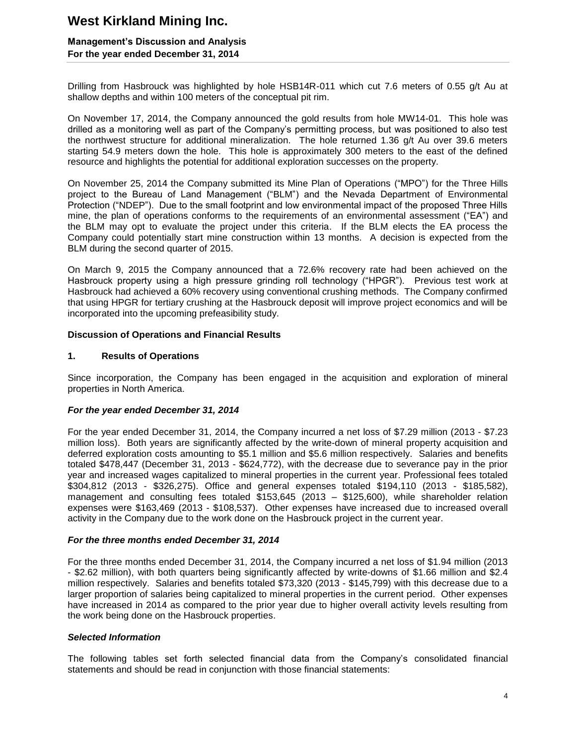Drilling from Hasbrouck was highlighted by hole HSB14R-011 which cut 7.6 meters of 0.55 g/t Au at shallow depths and within 100 meters of the conceptual pit rim.

On November 17, 2014, the Company announced the gold results from hole MW14-01. This hole was drilled as a monitoring well as part of the Company's permitting process, but was positioned to also test the northwest structure for additional mineralization. The hole returned 1.36 g/t Au over 39.6 meters starting 54.9 meters down the hole. This hole is approximately 300 meters to the east of the defined resource and highlights the potential for additional exploration successes on the property.

On November 25, 2014 the Company submitted its Mine Plan of Operations ("MPO") for the Three Hills project to the Bureau of Land Management ("BLM") and the Nevada Department of Environmental Protection ("NDEP"). Due to the small footprint and low environmental impact of the proposed Three Hills mine, the plan of operations conforms to the requirements of an environmental assessment ("EA") and the BLM may opt to evaluate the project under this criteria. If the BLM elects the EA process the Company could potentially start mine construction within 13 months. A decision is expected from the BLM during the second quarter of 2015.

On March 9, 2015 the Company announced that a 72.6% recovery rate had been achieved on the Hasbrouck property using a high pressure grinding roll technology ("HPGR"). Previous test work at Hasbrouck had achieved a 60% recovery using conventional crushing methods. The Company confirmed that using HPGR for tertiary crushing at the Hasbrouck deposit will improve project economics and will be incorporated into the upcoming prefeasibility study.

## Discussion of Operations and Financial Results

### 1. Results of Operations

Since incorporation, the Company has been engaged in the acquisition and exploration of mineral properties in North America.

***For the year ended December 31, 2014***

For the year ended December 31, 2014, the Company incurred a net loss of $7.29 million (2013 - $7.23 million loss). Both years are significantly affected by the write-down of mineral property acquisition and deferred exploration costs amounting to $5.1 million and $5.6 million respectively. Salaries and benefits totaled $478,447 (December 31, 2013 - $624,772), with the decrease due to severance pay in the prior year and increased wages capitalized to mineral properties in the current year. Professional fees totaled $304,812 (2013 - $326,275). Office and general expenses totaled $194,110 (2013 - $185,582), management and consulting fees totaled $153,645 (2013 – $125,600), while shareholder relation expenses were $163,469 (2013 - $108,537). Other expenses have increased due to increased overall activity in the Company due to the work done on the Hasbrouck project in the current year.

***For the three months ended December 31, 2014***

For the three months ended December 31, 2014, the Company incurred a net loss of $1.94 million (2013 - $2.62 million), with both quarters being significantly affected by write-downs of $1.66 million and $2.4 million respectively. Salaries and benefits totaled $73,320 (2013 - $145,799) with this decrease due to a larger proportion of salaries being capitalized to mineral properties in the current period. Other expenses have increased in 2014 as compared to the prior year due to higher overall activity levels resulting from the work being done on the Hasbrouck properties.

***Selected Information***

The following tables set forth selected financial data from the Company's consolidated financial statements and should be read in conjunction with those financial statements: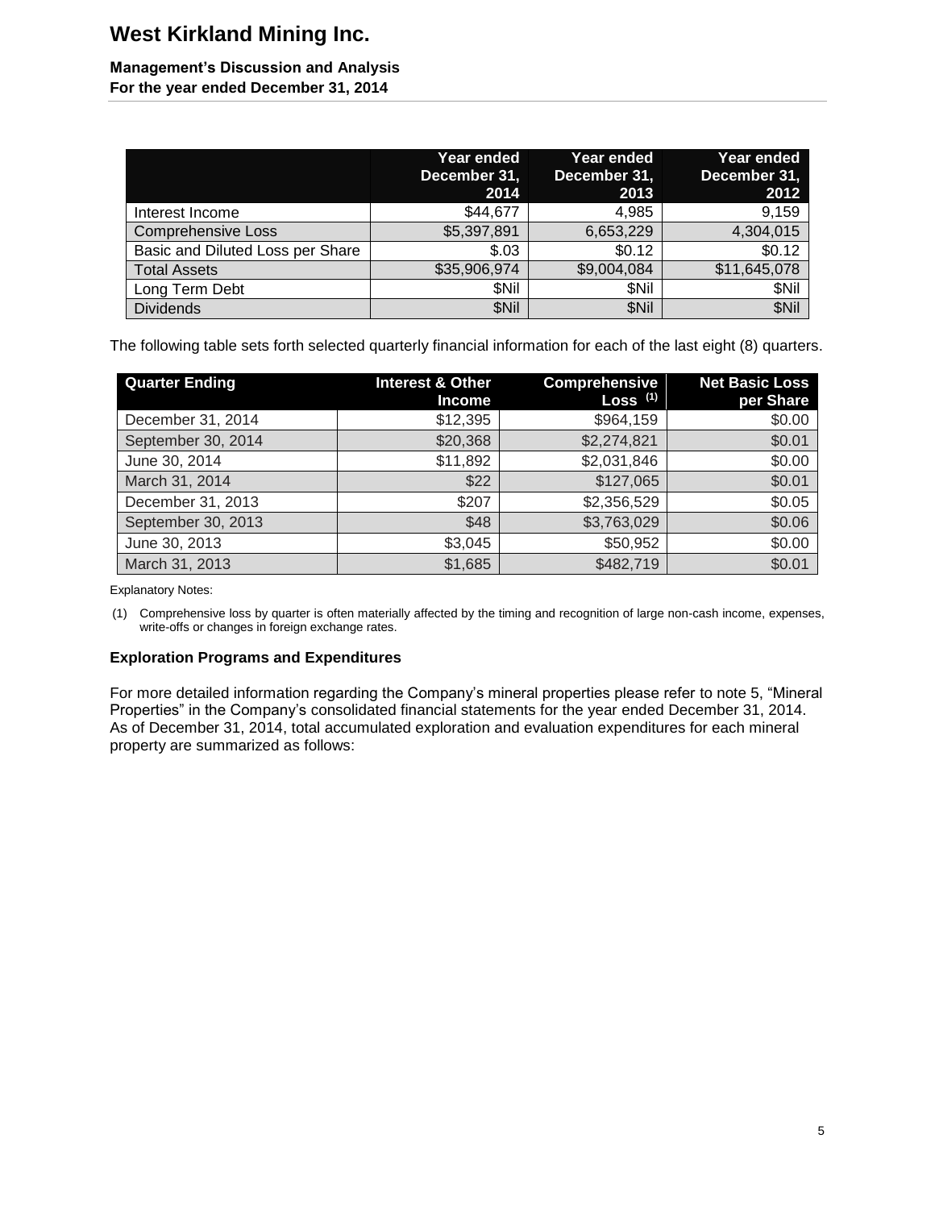|  | Year ended December 31, 2014 | Year ended December 31, 2013 | Year ended December 31, 2012 |
|---|---|---|---|
| Interest Income | $44,677 | 4,985 | 9,159 |
| Comprehensive Loss | $5,397,891 | 6,653,229 | 4,304,015 |
| Basic and Diluted Loss per Share | $.03 | $0.12 | $0.12 |
| Total Assets | $35,906,974 | $9,004,084 | $11,645,078 |
| Long Term Debt | $Nil | $Nil | $Nil |
| Dividends | $Nil | $Nil | $Nil |

The following table sets forth selected quarterly financial information for each of the last eight (8) quarters.

| Quarter Ending | Interest & Other Income | Comprehensive Loss (1) | Net Basic Loss per Share |
|---|---|---|---|
| December 31, 2014 | $12,395 | $964,159 | $0.00 |
| September 30, 2014 | $20,368 | $2,274,821 | $0.01 |
| June 30, 2014 | $11,892 | $2,031,846 | $0.00 |
| March 31, 2014 | $22 | $127,065 | $0.01 |
| December 31, 2013 | $207 | $2,356,529 | $0.05 |
| September 30, 2013 | $48 | $3,763,029 | $0.06 |
| June 30, 2013 | $3,045 | $50,952 | $0.00 |
| March 31, 2013 | $1,685 | $482,719 | $0.01 |

Explanatory Notes:

(1) Comprehensive loss by quarter is often materially affected by the timing and recognition of large non-cash income, expenses, write-offs or changes in foreign exchange rates.

### Exploration Programs and Expenditures

For more detailed information regarding the Company's mineral properties please refer to note 5, "Mineral Properties" in the Company's consolidated financial statements for the year ended December 31, 2014. As of December 31, 2014, total accumulated exploration and evaluation expenditures for each mineral property are summarized as follows: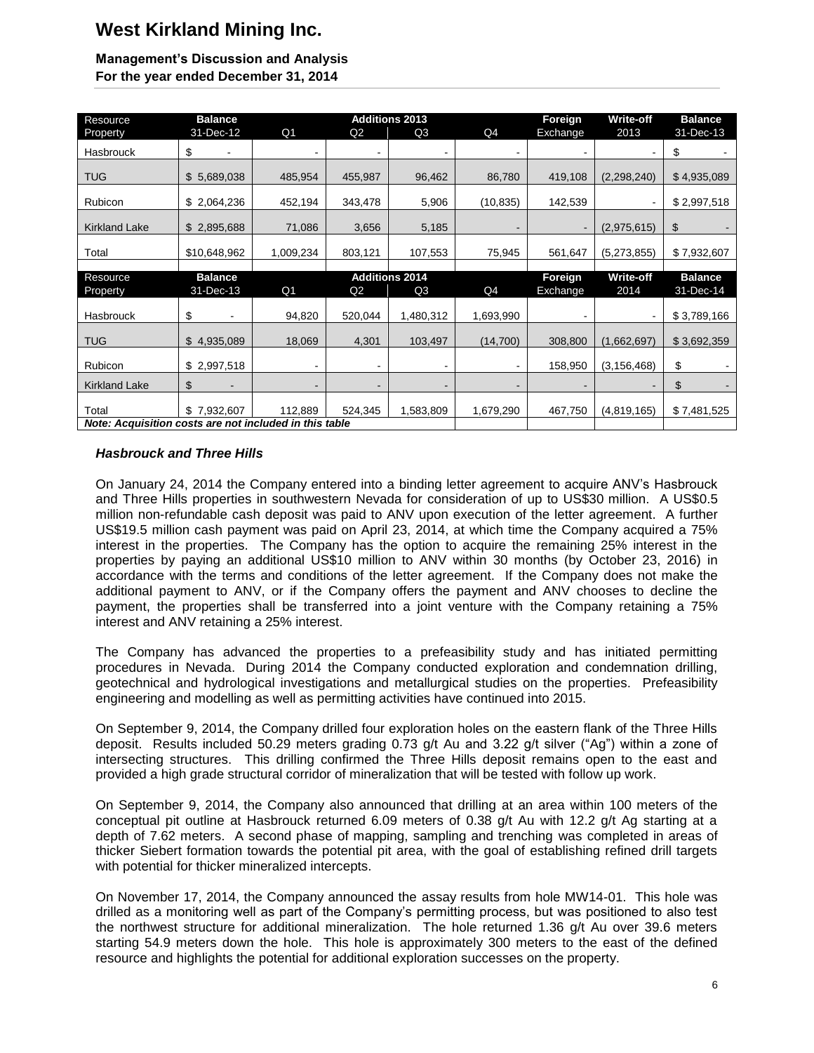| Resource Property | Balance 31-Dec-12 | Additions 2013 Q1 | Q2 | Q3 | Q4 | Foreign Exchange | Write-off 2013 | Balance 31-Dec-13 |
|---|---|---|---|---|---|---|---|---|
| Hasbrouck | $ - | - | - | - | - | - | - | $ - |
| TUG | $ 5,689,038 | 485,954 | 455,987 | 96,462 | 86,780 | 419,108 | (2,298,240) | $ 4,935,089 |
| Rubicon | $ 2,064,236 | 452,194 | 343,478 | 5,906 | (10,835) | 142,539 | - | $ 2,997,518 |
| Kirkland Lake | $ 2,895,688 | 71,086 | 3,656 | 5,185 | - | - | (2,975,615) | $ - |
| Total | $10,648,962 | 1,009,234 | 803,121 | 107,553 | 75,945 | 561,647 | (5,273,855) | $ 7,932,607 |
| **Resource Property** | **Balance 31-Dec-13** | **Additions 2014 Q1** | **Q2** | **Q3** | **Q4** | **Foreign Exchange** | **Write-off 2014** | **Balance 31-Dec-14** |
| Hasbrouck | $ - | 94,820 | 520,044 | 1,480,312 | 1,693,990 | - | - | $ 3,789,166 |
| TUG | $ 4,935,089 | 18,069 | 4,301 | 103,497 | (14,700) | 308,800 | (1,662,697) | $ 3,692,359 |
| Rubicon | $ 2,997,518 | - | - | - | - | 158,950 | (3,156,468) | $ - |
| Kirkland Lake | $ - | - | - | - | - | - | - | $ - |
| Total | $ 7,932,607 | 112,889 | 524,345 | 1,583,809 | 1,679,290 | 467,750 | (4,819,165) | $ 7,481,525 |

***Note: Acquisition costs are not included in this table***

### *Hasbrouck and Three Hills*

On January 24, 2014 the Company entered into a binding letter agreement to acquire ANV's Hasbrouck and Three Hills properties in southwestern Nevada for consideration of up to US$30 million. A US$0.5 million non-refundable cash deposit was paid to ANV upon execution of the letter agreement. A further US$19.5 million cash payment was paid on April 23, 2014, at which time the Company acquired a 75% interest in the properties. The Company has the option to acquire the remaining 25% interest in the properties by paying an additional US$10 million to ANV within 30 months (by October 23, 2016) in accordance with the terms and conditions of the letter agreement. If the Company does not make the additional payment to ANV, or if the Company offers the payment and ANV chooses to decline the payment, the properties shall be transferred into a joint venture with the Company retaining a 75% interest and ANV retaining a 25% interest.

The Company has advanced the properties to a prefeasibility study and has initiated permitting procedures in Nevada. During 2014 the Company conducted exploration and condemnation drilling, geotechnical and hydrological investigations and metallurgical studies on the properties. Prefeasibility engineering and modelling as well as permitting activities have continued into 2015.

On September 9, 2014, the Company drilled four exploration holes on the eastern flank of the Three Hills deposit. Results included 50.29 meters grading 0.73 g/t Au and 3.22 g/t silver ("Ag") within a zone of intersecting structures. This drilling confirmed the Three Hills deposit remains open to the east and provided a high grade structural corridor of mineralization that will be tested with follow up work.

On September 9, 2014, the Company also announced that drilling at an area within 100 meters of the conceptual pit outline at Hasbrouck returned 6.09 meters of 0.38 g/t Au with 12.2 g/t Ag starting at a depth of 7.62 meters. A second phase of mapping, sampling and trenching was completed in areas of thicker Siebert formation towards the potential pit area, with the goal of establishing refined drill targets with potential for thicker mineralized intercepts.

On November 17, 2014, the Company announced the assay results from hole MW14-01. This hole was drilled as a monitoring well as part of the Company's permitting process, but was positioned to also test the northwest structure for additional mineralization. The hole returned 1.36 g/t Au over 39.6 meters starting 54.9 meters down the hole. This hole is approximately 300 meters to the east of the defined resource and highlights the potential for additional exploration successes on the property.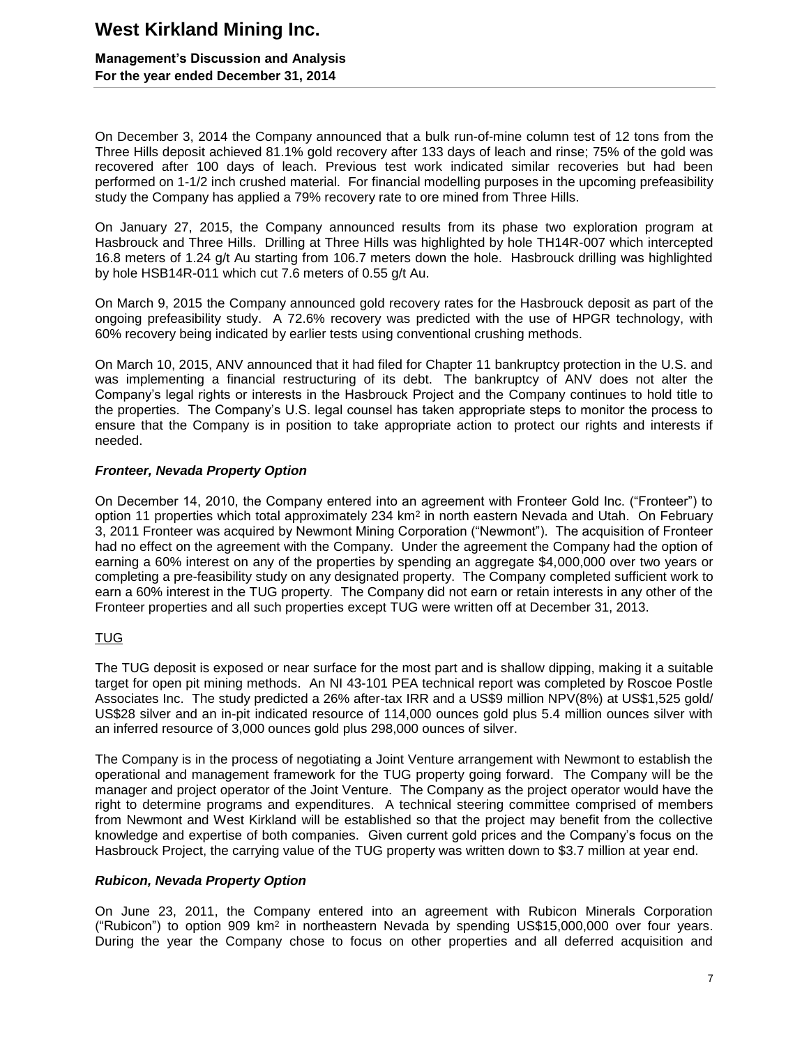On December 3, 2014 the Company announced that a bulk run-of-mine column test of 12 tons from the Three Hills deposit achieved 81.1% gold recovery after 133 days of leach and rinse; 75% of the gold was recovered after 100 days of leach. Previous test work indicated similar recoveries but had been performed on 1-1/2 inch crushed material. For financial modelling purposes in the upcoming prefeasibility study the Company has applied a 79% recovery rate to ore mined from Three Hills.

On January 27, 2015, the Company announced results from its phase two exploration program at Hasbrouck and Three Hills. Drilling at Three Hills was highlighted by hole TH14R-007 which intercepted 16.8 meters of 1.24 g/t Au starting from 106.7 meters down the hole. Hasbrouck drilling was highlighted by hole HSB14R-011 which cut 7.6 meters of 0.55 g/t Au.

On March 9, 2015 the Company announced gold recovery rates for the Hasbrouck deposit as part of the ongoing prefeasibility study. A 72.6% recovery was predicted with the use of HPGR technology, with 60% recovery being indicated by earlier tests using conventional crushing methods.

On March 10, 2015, ANV announced that it had filed for Chapter 11 bankruptcy protection in the U.S. and was implementing a financial restructuring of its debt. The bankruptcy of ANV does not alter the Company's legal rights or interests in the Hasbrouck Project and the Company continues to hold title to the properties. The Company's U.S. legal counsel has taken appropriate steps to monitor the process to ensure that the Company is in position to take appropriate action to protect our rights and interests if needed.

### *Fronteer, Nevada Property Option*

On December 14, 2010, the Company entered into an agreement with Fronteer Gold Inc. ("Fronteer") to option 11 properties which total approximately 234 km$^2$ in north eastern Nevada and Utah. On February 3, 2011 Fronteer was acquired by Newmont Mining Corporation ("Newmont"). The acquisition of Fronteer had no effect on the agreement with the Company. Under the agreement the Company had the option of earning a 60% interest on any of the properties by spending an aggregate $4,000,000 over two years or completing a pre-feasibility study on any designated property. The Company completed sufficient work to earn a 60% interest in the TUG property. The Company did not earn or retain interests in any other of the Fronteer properties and all such properties except TUG were written off at December 31, 2013.

#### TUG

The TUG deposit is exposed or near surface for the most part and is shallow dipping, making it a suitable target for open pit mining methods. An NI 43-101 PEA technical report was completed by Roscoe Postle Associates Inc. The study predicted a 26% after-tax IRR and a US$9 million NPV(8%) at US$1,525 gold/ US$28 silver and an in-pit indicated resource of 114,000 ounces gold plus 5.4 million ounces silver with an inferred resource of 3,000 ounces gold plus 298,000 ounces of silver.

The Company is in the process of negotiating a Joint Venture arrangement with Newmont to establish the operational and management framework for the TUG property going forward. The Company will be the manager and project operator of the Joint Venture. The Company as the project operator would have the right to determine programs and expenditures. A technical steering committee comprised of members from Newmont and West Kirkland will be established so that the project may benefit from the collective knowledge and expertise of both companies. Given current gold prices and the Company's focus on the Hasbrouck Project, the carrying value of the TUG property was written down to $3.7 million at year end.

### *Rubicon, Nevada Property Option*

On June 23, 2011, the Company entered into an agreement with Rubicon Minerals Corporation ("Rubicon") to option 909 km$^2$ in northeastern Nevada by spending US$15,000,000 over four years. During the year the Company chose to focus on other properties and all deferred acquisition and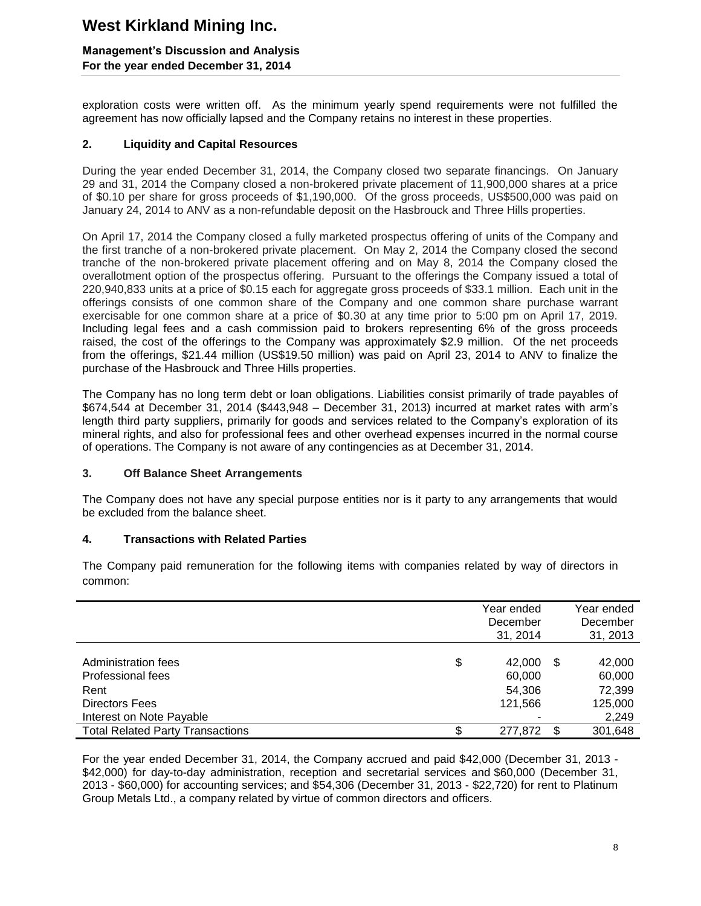exploration costs were written off. As the minimum yearly spend requirements were not fulfilled the agreement has now officially lapsed and the Company retains no interest in these properties.

## 2. Liquidity and Capital Resources

During the year ended December 31, 2014, the Company closed two separate financings. On January 29 and 31, 2014 the Company closed a non-brokered private placement of 11,900,000 shares at a price of $0.10 per share for gross proceeds of $1,190,000. Of the gross proceeds, US$500,000 was paid on January 24, 2014 to ANV as a non-refundable deposit on the Hasbrouck and Three Hills properties.

On April 17, 2014 the Company closed a fully marketed prospectus offering of units of the Company and the first tranche of a non-brokered private placement. On May 2, 2014 the Company closed the second tranche of the non-brokered private placement offering and on May 8, 2014 the Company closed the overallotment option of the prospectus offering. Pursuant to the offerings the Company issued a total of 220,940,833 units at a price of $0.15 each for aggregate gross proceeds of $33.1 million. Each unit in the offerings consists of one common share of the Company and one common share purchase warrant exercisable for one common share at a price of $0.30 at any time prior to 5:00 pm on April 17, 2019. Including legal fees and a cash commission paid to brokers representing 6% of the gross proceeds raised, the cost of the offerings to the Company was approximately $2.9 million. Of the net proceeds from the offerings, $21.44 million (US$19.50 million) was paid on April 23, 2014 to ANV to finalize the purchase of the Hasbrouck and Three Hills properties.

The Company has no long term debt or loan obligations. Liabilities consist primarily of trade payables of $674,544 at December 31, 2014 ($443,948 – December 31, 2013) incurred at market rates with arm's length third party suppliers, primarily for goods and services related to the Company's exploration of its mineral rights, and also for professional fees and other overhead expenses incurred in the normal course of operations. The Company is not aware of any contingencies as at December 31, 2014.

## 3. Off Balance Sheet Arrangements

The Company does not have any special purpose entities nor is it party to any arrangements that would be excluded from the balance sheet.

## 4. Transactions with Related Parties

The Company paid remuneration for the following items with companies related by way of directors in common:

| | Year ended December 31, 2014 | Year ended December 31, 2013 |
|---|---|---|
| Administration fees | $ 42,000 | $ 42,000 |
| Professional fees | 60,000 | 60,000 |
| Rent | 54,306 | 72,399 |
| Directors Fees | 121,566 | 125,000 |
| Interest on Note Payable | - | 2,249 |
| Total Related Party Transactions | $ 277,872 | $ 301,648 |

For the year ended December 31, 2014, the Company accrued and paid $42,000 (December 31, 2013 - $42,000) for day-to-day administration, reception and secretarial services and $60,000 (December 31, 2013 - $60,000) for accounting services; and $54,306 (December 31, 2013 - $22,720) for rent to Platinum Group Metals Ltd., a company related by virtue of common directors and officers.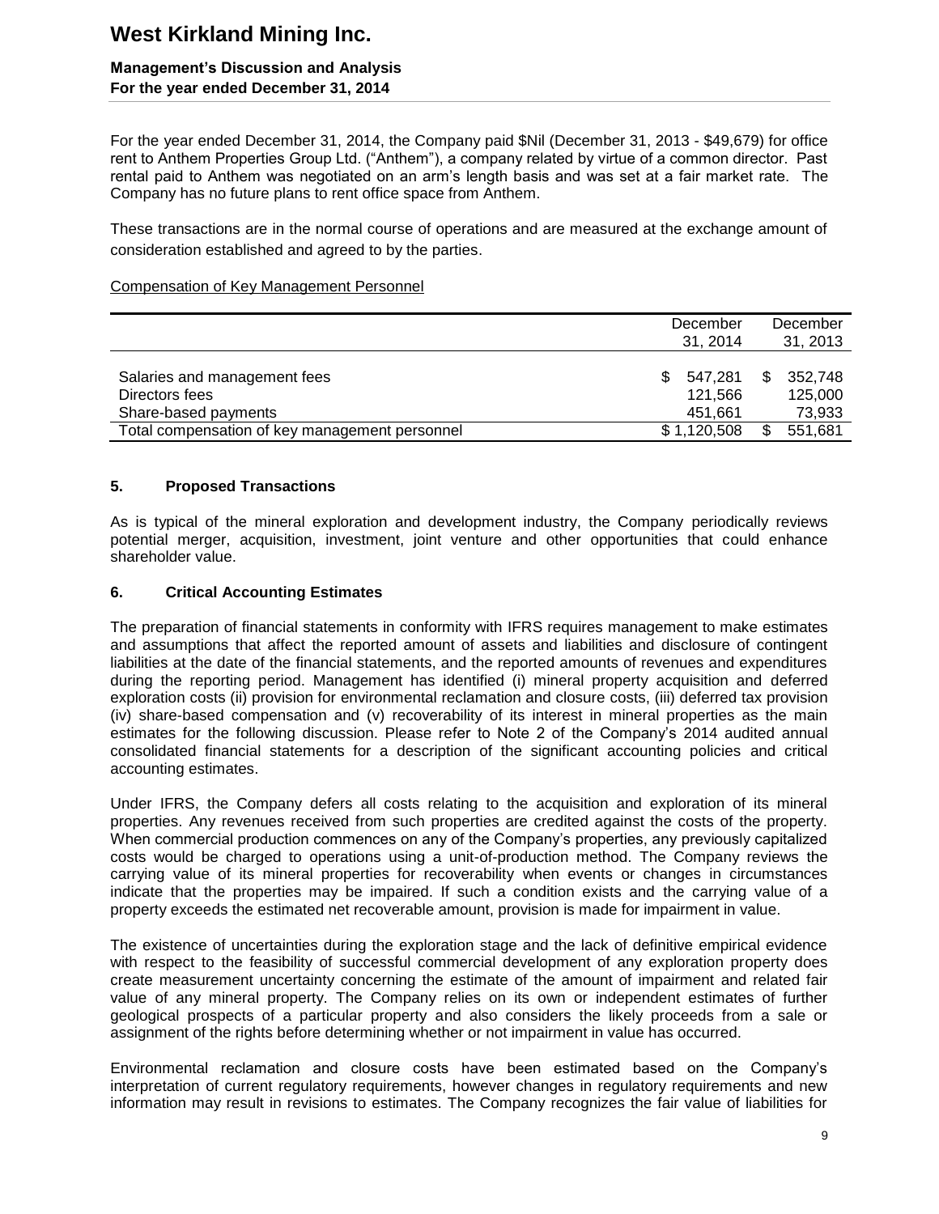For the year ended December 31, 2014, the Company paid $Nil (December 31, 2013 - $49,679) for office rent to Anthem Properties Group Ltd. ("Anthem"), a company related by virtue of a common director. Past rental paid to Anthem was negotiated on an arm's length basis and was set at a fair market rate. The Company has no future plans to rent office space from Anthem.

These transactions are in the normal course of operations and are measured at the exchange amount of consideration established and agreed to by the parties.

Compensation of Key Management Personnel

| | December 31, 2014 | December 31, 2013 |
|---|---|---|
| Salaries and management fees | $ 547,281 | $ 352,748 |
| Directors fees | 121,566 | 125,000 |
| Share-based payments | 451,661 | 73,933 |
| Total compensation of key management personnel | $ 1,120,508 | $ 551,681 |

## 5. Proposed Transactions

As is typical of the mineral exploration and development industry, the Company periodically reviews potential merger, acquisition, investment, joint venture and other opportunities that could enhance shareholder value.

## 6. Critical Accounting Estimates

The preparation of financial statements in conformity with IFRS requires management to make estimates and assumptions that affect the reported amount of assets and liabilities and disclosure of contingent liabilities at the date of the financial statements, and the reported amounts of revenues and expenditures during the reporting period. Management has identified (i) mineral property acquisition and deferred exploration costs (ii) provision for environmental reclamation and closure costs, (iii) deferred tax provision (iv) share-based compensation and (v) recoverability of its interest in mineral properties as the main estimates for the following discussion. Please refer to Note 2 of the Company's 2014 audited annual consolidated financial statements for a description of the significant accounting policies and critical accounting estimates.

Under IFRS, the Company defers all costs relating to the acquisition and exploration of its mineral properties. Any revenues received from such properties are credited against the costs of the property. When commercial production commences on any of the Company's properties, any previously capitalized costs would be charged to operations using a unit-of-production method. The Company reviews the carrying value of its mineral properties for recoverability when events or changes in circumstances indicate that the properties may be impaired. If such a condition exists and the carrying value of a property exceeds the estimated net recoverable amount, provision is made for impairment in value.

The existence of uncertainties during the exploration stage and the lack of definitive empirical evidence with respect to the feasibility of successful commercial development of any exploration property does create measurement uncertainty concerning the estimate of the amount of impairment and related fair value of any mineral property. The Company relies on its own or independent estimates of further geological prospects of a particular property and also considers the likely proceeds from a sale or assignment of the rights before determining whether or not impairment in value has occurred.

Environmental reclamation and closure costs have been estimated based on the Company's interpretation of current regulatory requirements, however changes in regulatory requirements and new information may result in revisions to estimates. The Company recognizes the fair value of liabilities for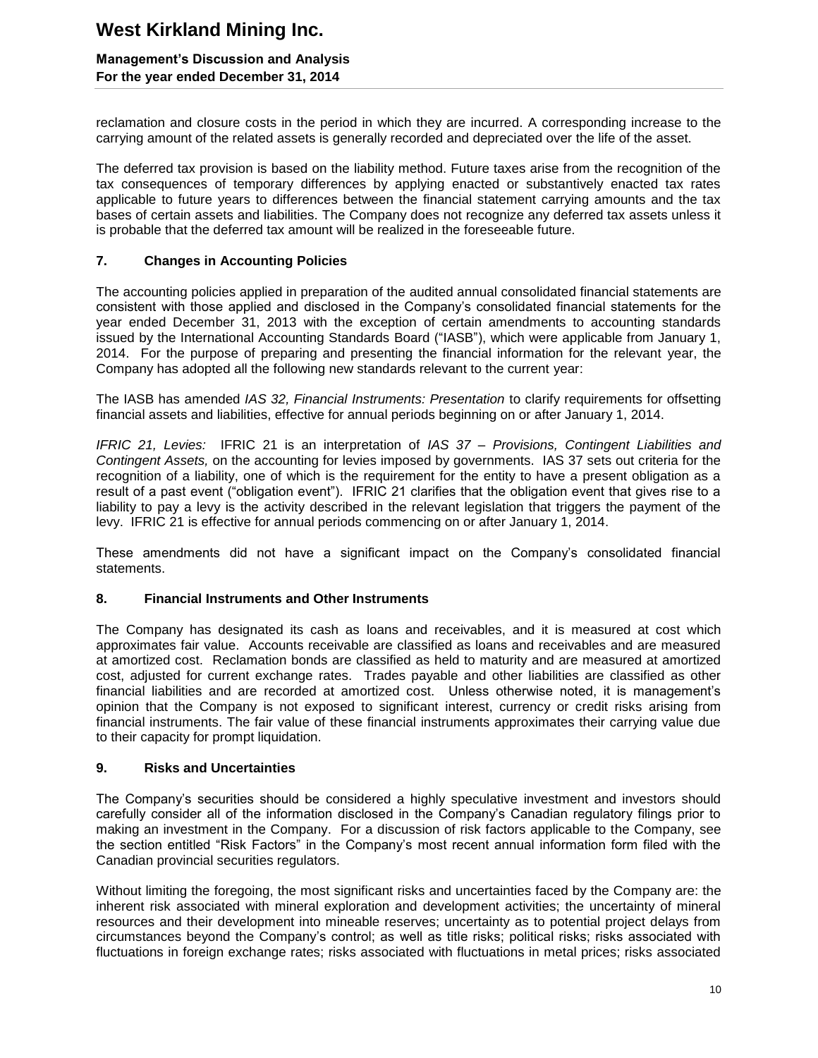reclamation and closure costs in the period in which they are incurred. A corresponding increase to the carrying amount of the related assets is generally recorded and depreciated over the life of the asset.

The deferred tax provision is based on the liability method. Future taxes arise from the recognition of the tax consequences of temporary differences by applying enacted or substantively enacted tax rates applicable to future years to differences between the financial statement carrying amounts and the tax bases of certain assets and liabilities. The Company does not recognize any deferred tax assets unless it is probable that the deferred tax amount will be realized in the foreseeable future.

## 7. Changes in Accounting Policies

The accounting policies applied in preparation of the audited annual consolidated financial statements are consistent with those applied and disclosed in the Company's consolidated financial statements for the year ended December 31, 2013 with the exception of certain amendments to accounting standards issued by the International Accounting Standards Board ("IASB"), which were applicable from January 1, 2014. For the purpose of preparing and presenting the financial information for the relevant year, the Company has adopted all the following new standards relevant to the current year:

The IASB has amended *IAS 32, Financial Instruments: Presentation* to clarify requirements for offsetting financial assets and liabilities, effective for annual periods beginning on or after January 1, 2014.

*IFRIC 21, Levies:* IFRIC 21 is an interpretation of *IAS 37 – Provisions, Contingent Liabilities and Contingent Assets,* on the accounting for levies imposed by governments. IAS 37 sets out criteria for the recognition of a liability, one of which is the requirement for the entity to have a present obligation as a result of a past event ("obligation event"). IFRIC 21 clarifies that the obligation event that gives rise to a liability to pay a levy is the activity described in the relevant legislation that triggers the payment of the levy. IFRIC 21 is effective for annual periods commencing on or after January 1, 2014.

These amendments did not have a significant impact on the Company's consolidated financial statements.

## 8. Financial Instruments and Other Instruments

The Company has designated its cash as loans and receivables, and it is measured at cost which approximates fair value. Accounts receivable are classified as loans and receivables and are measured at amortized cost. Reclamation bonds are classified as held to maturity and are measured at amortized cost, adjusted for current exchange rates. Trades payable and other liabilities are classified as other financial liabilities and are recorded at amortized cost. Unless otherwise noted, it is management's opinion that the Company is not exposed to significant interest, currency or credit risks arising from financial instruments. The fair value of these financial instruments approximates their carrying value due to their capacity for prompt liquidation.

## 9. Risks and Uncertainties

The Company's securities should be considered a highly speculative investment and investors should carefully consider all of the information disclosed in the Company's Canadian regulatory filings prior to making an investment in the Company. For a discussion of risk factors applicable to the Company, see the section entitled "Risk Factors" in the Company's most recent annual information form filed with the Canadian provincial securities regulators.

Without limiting the foregoing, the most significant risks and uncertainties faced by the Company are: the inherent risk associated with mineral exploration and development activities; the uncertainty of mineral resources and their development into mineable reserves; uncertainty as to potential project delays from circumstances beyond the Company's control; as well as title risks; political risks; risks associated with fluctuations in foreign exchange rates; risks associated with fluctuations in metal prices; risks associated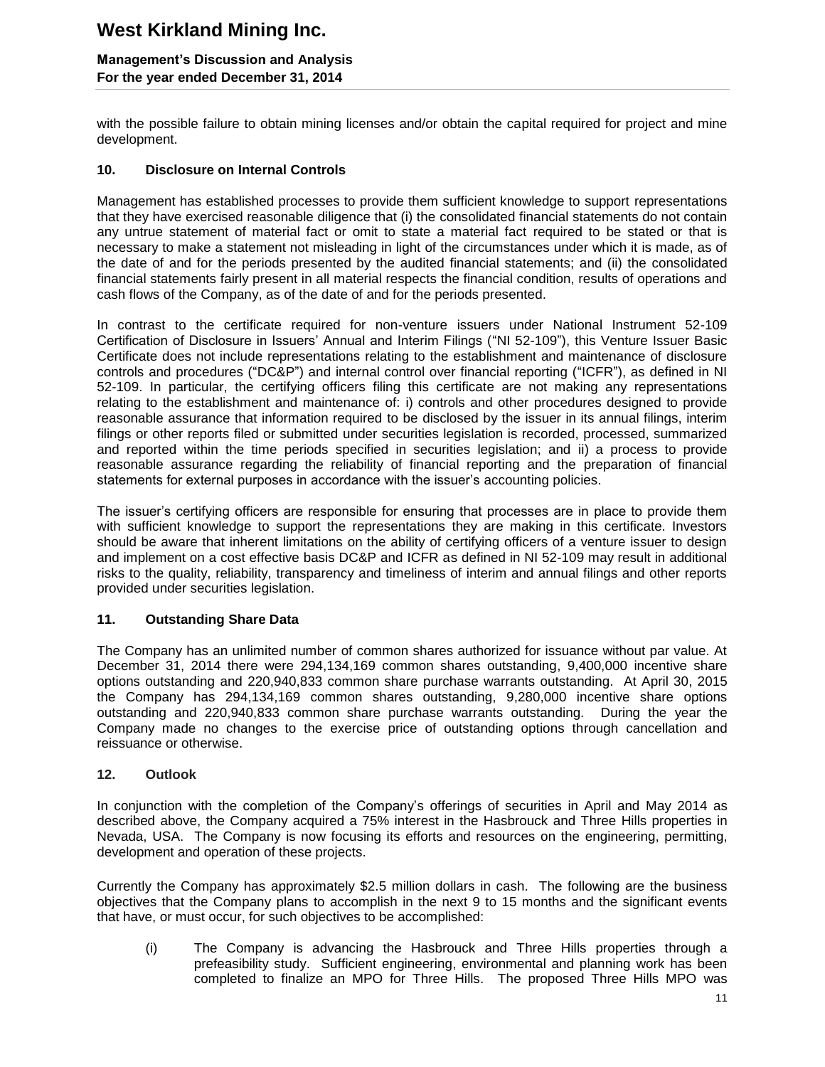with the possible failure to obtain mining licenses and/or obtain the capital required for project and mine development.

## 10. Disclosure on Internal Controls

Management has established processes to provide them sufficient knowledge to support representations that they have exercised reasonable diligence that (i) the consolidated financial statements do not contain any untrue statement of material fact or omit to state a material fact required to be stated or that is necessary to make a statement not misleading in light of the circumstances under which it is made, as of the date of and for the periods presented by the audited financial statements; and (ii) the consolidated financial statements fairly present in all material respects the financial condition, results of operations and cash flows of the Company, as of the date of and for the periods presented.

In contrast to the certificate required for non-venture issuers under National Instrument 52-109 Certification of Disclosure in Issuers' Annual and Interim Filings ("NI 52-109"), this Venture Issuer Basic Certificate does not include representations relating to the establishment and maintenance of disclosure controls and procedures ("DC&P") and internal control over financial reporting ("ICFR"), as defined in NI 52-109. In particular, the certifying officers filing this certificate are not making any representations relating to the establishment and maintenance of: i) controls and other procedures designed to provide reasonable assurance that information required to be disclosed by the issuer in its annual filings, interim filings or other reports filed or submitted under securities legislation is recorded, processed, summarized and reported within the time periods specified in securities legislation; and ii) a process to provide reasonable assurance regarding the reliability of financial reporting and the preparation of financial statements for external purposes in accordance with the issuer's accounting policies.

The issuer's certifying officers are responsible for ensuring that processes are in place to provide them with sufficient knowledge to support the representations they are making in this certificate. Investors should be aware that inherent limitations on the ability of certifying officers of a venture issuer to design and implement on a cost effective basis DC&P and ICFR as defined in NI 52-109 may result in additional risks to the quality, reliability, transparency and timeliness of interim and annual filings and other reports provided under securities legislation.

## 11. Outstanding Share Data

The Company has an unlimited number of common shares authorized for issuance without par value. At December 31, 2014 there were 294,134,169 common shares outstanding, 9,400,000 incentive share options outstanding and 220,940,833 common share purchase warrants outstanding. At April 30, 2015 the Company has 294,134,169 common shares outstanding, 9,280,000 incentive share options outstanding and 220,940,833 common share purchase warrants outstanding. During the year the Company made no changes to the exercise price of outstanding options through cancellation and reissuance or otherwise.

## 12. Outlook

In conjunction with the completion of the Company's offerings of securities in April and May 2014 as described above, the Company acquired a 75% interest in the Hasbrouck and Three Hills properties in Nevada, USA. The Company is now focusing its efforts and resources on the engineering, permitting, development and operation of these projects.

Currently the Company has approximately $2.5 million dollars in cash. The following are the business objectives that the Company plans to accomplish in the next 9 to 15 months and the significant events that have, or must occur, for such objectives to be accomplished:

(i) The Company is advancing the Hasbrouck and Three Hills properties through a prefeasibility study. Sufficient engineering, environmental and planning work has been completed to finalize an MPO for Three Hills. The proposed Three Hills MPO was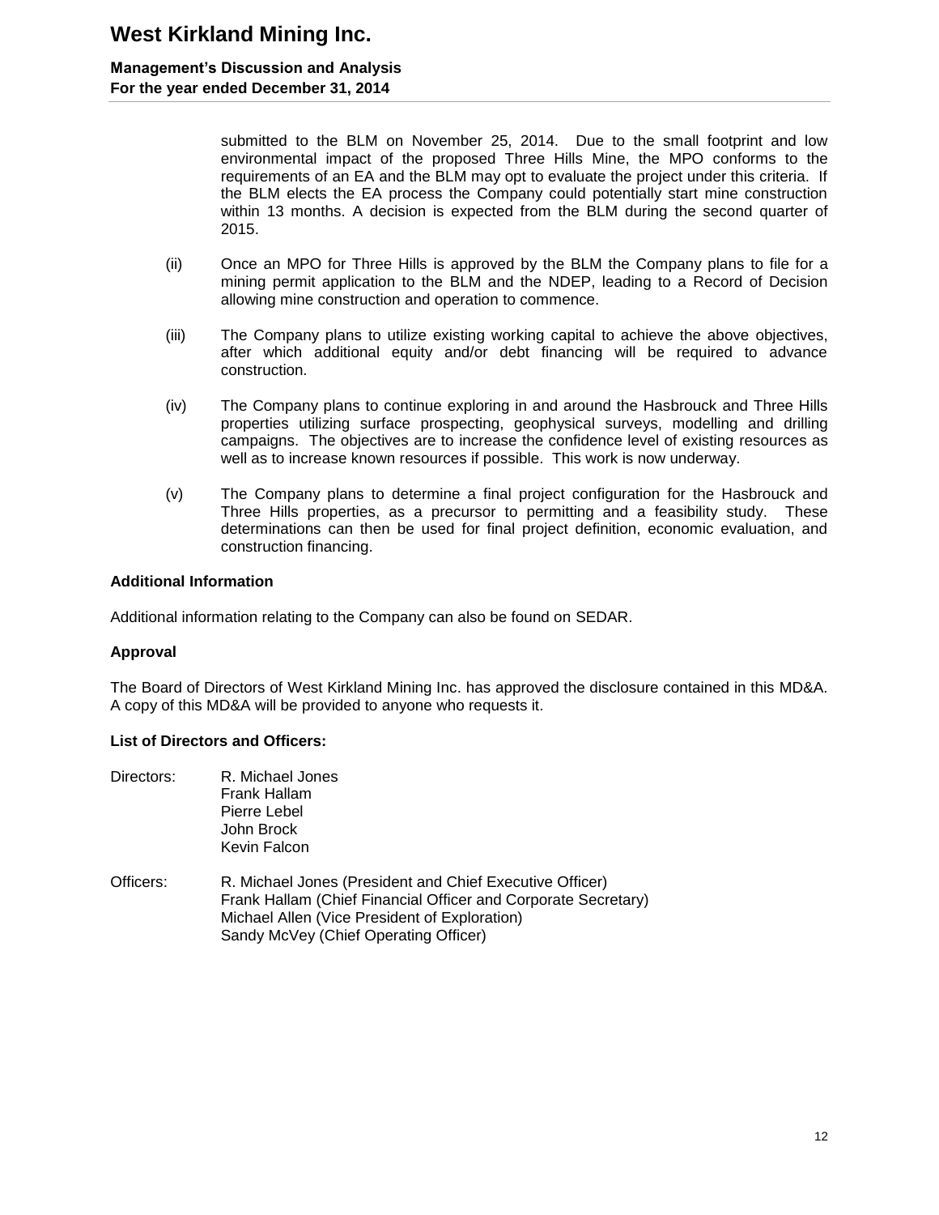submitted to the BLM on November 25, 2014. Due to the small footprint and low environmental impact of the proposed Three Hills Mine, the MPO conforms to the requirements of an EA and the BLM may opt to evaluate the project under this criteria. If the BLM elects the EA process the Company could potentially start mine construction within 13 months. A decision is expected from the BLM during the second quarter of 2015.

(ii) Once an MPO for Three Hills is approved by the BLM the Company plans to file for a mining permit application to the BLM and the NDEP, leading to a Record of Decision allowing mine construction and operation to commence.

(iii) The Company plans to utilize existing working capital to achieve the above objectives, after which additional equity and/or debt financing will be required to advance construction.

(iv) The Company plans to continue exploring in and around the Hasbrouck and Three Hills properties utilizing surface prospecting, geophysical surveys, modelling and drilling campaigns. The objectives are to increase the confidence level of existing resources as well as to increase known resources if possible. This work is now underway.

(v) The Company plans to determine a final project configuration for the Hasbrouck and Three Hills properties, as a precursor to permitting and a feasibility study. These determinations can then be used for final project definition, economic evaluation, and construction financing.

**Additional Information**

Additional information relating to the Company can also be found on SEDAR.

**Approval**

The Board of Directors of West Kirkland Mining Inc. has approved the disclosure contained in this MD&A. A copy of this MD&A will be provided to anyone who requests it.

**List of Directors and Officers:**

Directors:
- R. Michael Jones
- Frank Hallam
- Pierre Lebel
- John Brock
- Kevin Falcon

Officers:
- R. Michael Jones (President and Chief Executive Officer)
- Frank Hallam (Chief Financial Officer and Corporate Secretary)
- Michael Allen (Vice President of Exploration)
- Sandy McVey (Chief Operating Officer)